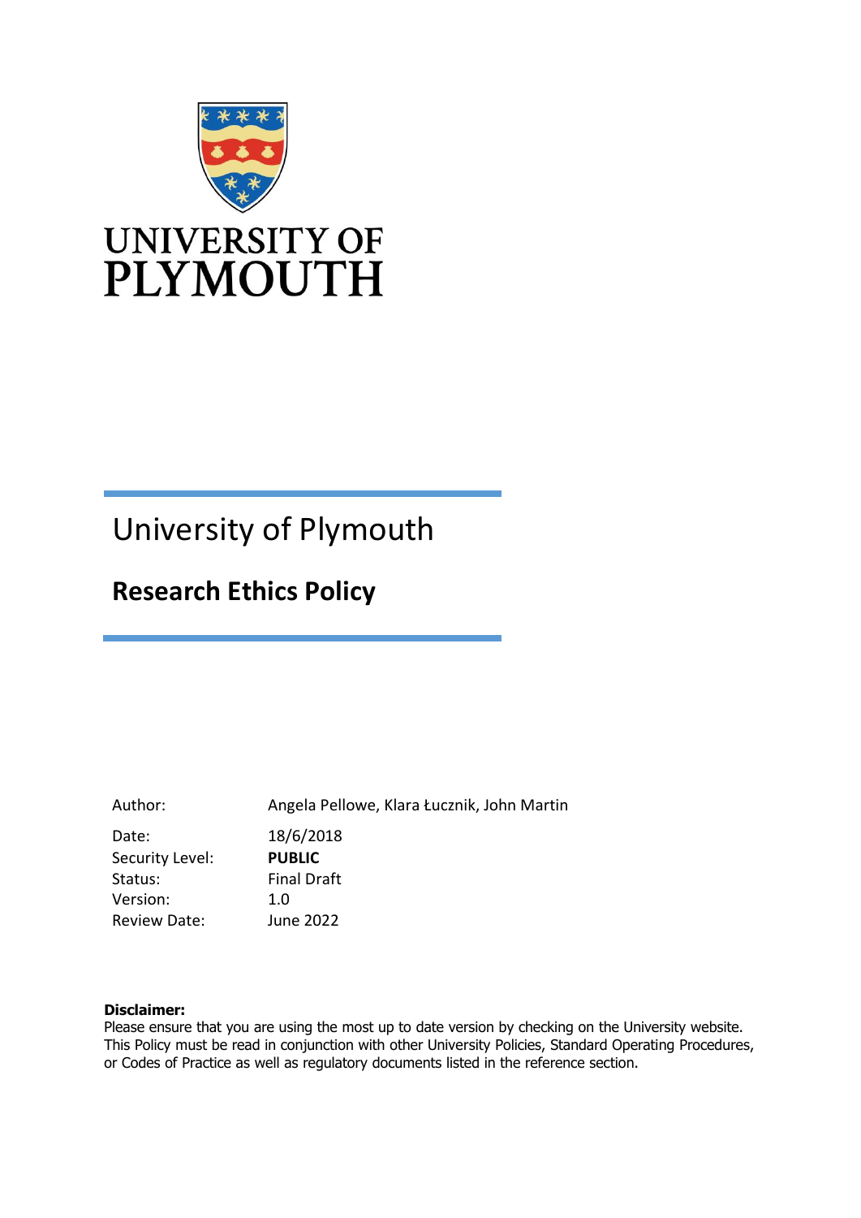UNIVERSITY OF PLYMOUTH

# University of Plymouth

## Research Ethics Policy

| | |
|---|---|
| Author: | Angela Pellowe, Klara Łucznik, John Martin |
| Date: | 18/6/2018 |
| Security Level: | **PUBLIC** |
| Status: | Final Draft |
| Version: | 1.0 |
| Review Date: | June 2022 |

**Disclaimer:**
Please ensure that you are using the most up to date version by checking on the University website. This Policy must be read in conjunction with other University Policies, Standard Operating Procedures, or Codes of Practice as well as regulatory documents listed in the reference section.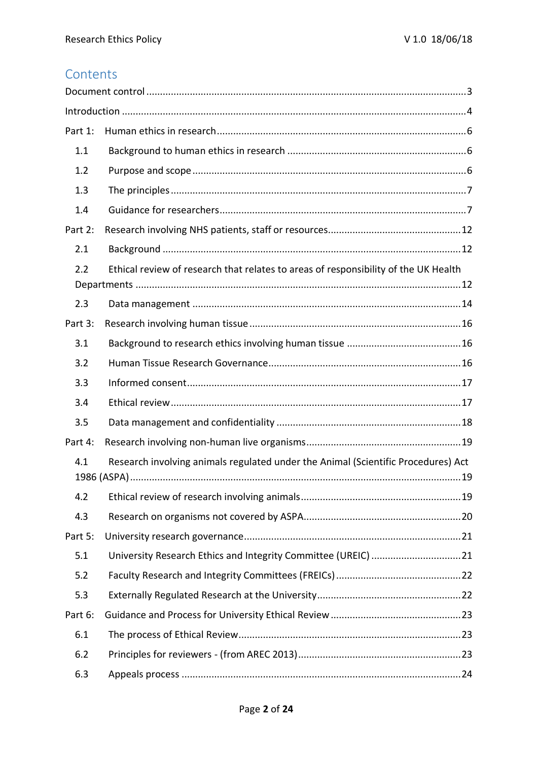## Contents

Document control ....................................................................................................................3

Introduction .............................................................................................................................4

Part 1: Human ethics in research ..........................................................................................6

- 1.1 Background to human ethics in research .................................................................6
- 1.2 Purpose and scope ...................................................................................................6
- 1.3 The principles ...........................................................................................................7
- 1.4 Guidance for researchers .........................................................................................7

Part 2: Research involving NHS patients, staff or resources ................................................12

- 2.1 Background ............................................................................................................12
- 2.2 Ethical review of research that relates to areas of responsibility of the UK Health Departments .....................................................................................................................12
- 2.3 Data management .................................................................................................14

Part 3: Research involving human tissue .............................................................................16

- 3.1 Background to research ethics involving human tissue ..........................................16
- 3.2 Human Tissue Research Governance ......................................................................16
- 3.3 Informed consent ...................................................................................................17
- 3.4 Ethical review .........................................................................................................17
- 3.5 Data management and confidentiality ...................................................................18

Part 4: Research involving non-human live organisms ........................................................19

- 4.1 Research involving animals regulated under the Animal (Scientific Procedures) Act 1986 (ASPA) ........................................................................................................................19
- 4.2 Ethical review of research involving animals ..........................................................19
- 4.3 Research on organisms not covered by ASPA .........................................................20

Part 5: University research governance ...............................................................................21

- 5.1 University Research Ethics and Integrity Committee (UREIC) .................................21
- 5.2 Faculty Research and Integrity Committees (FREICs) .............................................22
- 5.3 Externally Regulated Research at the University ....................................................22

Part 6: Guidance and Process for University Ethical Review ...............................................23

- 6.1 The process of Ethical Review .................................................................................23
- 6.2 Principles for reviewers - (from AREC 2013) ...........................................................23
- 6.3 Appeals process .....................................................................................................24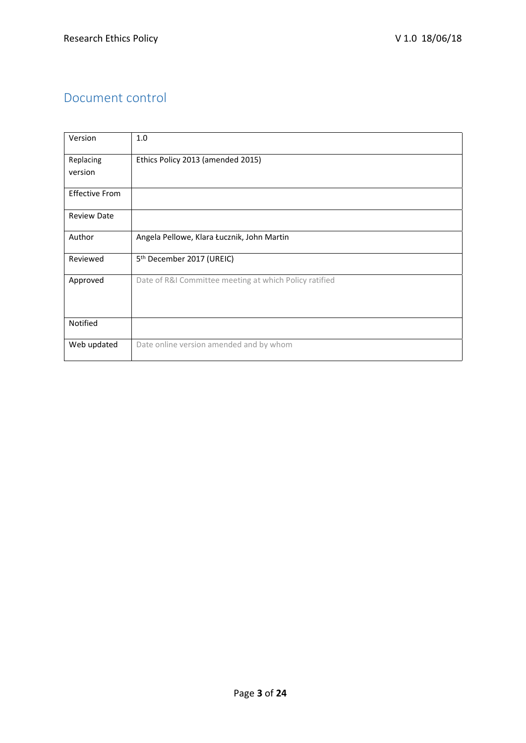# Document control

| | |
|---|---|
| Version | 1.0 |
| Replacing version | Ethics Policy 2013 (amended 2015) |
| Effective From | |
| Review Date | |
| Author | Angela Pellowe, Klara Łucznik, John Martin |
| Reviewed | 5th December 2017 (UREIC) |
| Approved | Date of R&I Committee meeting at which Policy ratified |
| Notified | |
| Web updated | Date online version amended and by whom |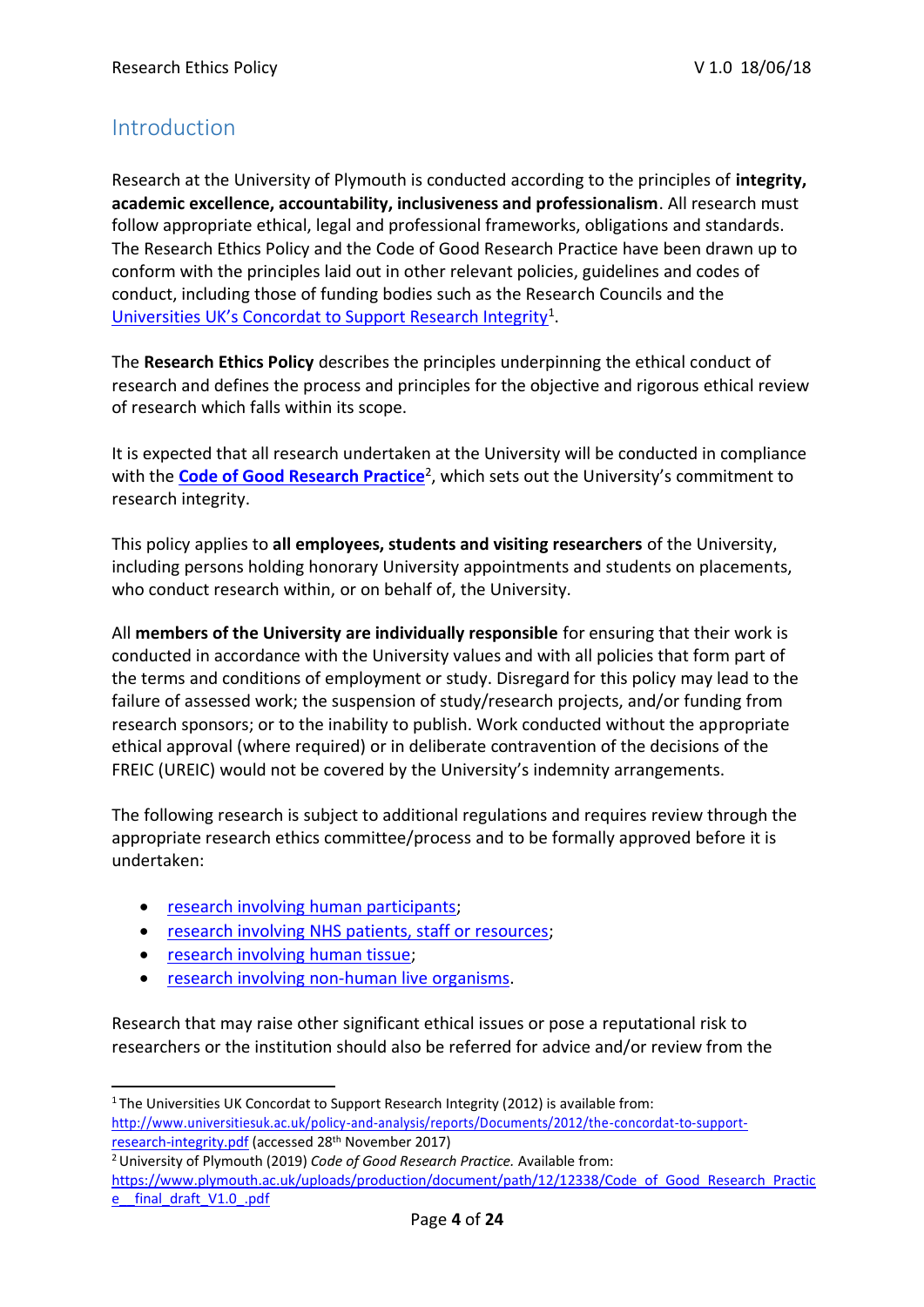## Introduction

Research at the University of Plymouth is conducted according to the principles of **integrity, academic excellence, accountability, inclusiveness and professionalism**. All research must follow appropriate ethical, legal and professional frameworks, obligations and standards. The Research Ethics Policy and the Code of Good Research Practice have been drawn up to conform with the principles laid out in other relevant policies, guidelines and codes of conduct, including those of funding bodies such as the Research Councils and the Universities UK's Concordat to Support Research Integrity[1].

The **Research Ethics Policy** describes the principles underpinning the ethical conduct of research and defines the process and principles for the objective and rigorous ethical review of research which falls within its scope.

It is expected that all research undertaken at the University will be conducted in compliance with the **Code of Good Research Practice**[2], which sets out the University's commitment to research integrity.

This policy applies to **all employees, students and visiting researchers** of the University, including persons holding honorary University appointments and students on placements, who conduct research within, or on behalf of, the University.

All **members of the University are individually responsible** for ensuring that their work is conducted in accordance with the University values and with all policies that form part of the terms and conditions of employment or study. Disregard for this policy may lead to the failure of assessed work; the suspension of study/research projects, and/or funding from research sponsors; or to the inability to publish. Work conducted without the appropriate ethical approval (where required) or in deliberate contravention of the decisions of the FREIC (UREIC) would not be covered by the University's indemnity arrangements.

The following research is subject to additional regulations and requires review through the appropriate research ethics committee/process and to be formally approved before it is undertaken:

- research involving human participants;
- research involving NHS patients, staff or resources;
- research involving human tissue;
- research involving non-human live organisms.

Research that may raise other significant ethical issues or pose a reputational risk to researchers or the institution should also be referred for advice and/or review from the

---

[1] The Universities UK Concordat to Support Research Integrity (2012) is available from: http://www.universitiesuk.ac.uk/policy-and-analysis/reports/Documents/2012/the-concordat-to-support-research-integrity.pdf (accessed 28th November 2017)

[2] University of Plymouth (2019) *Code of Good Research Practice.* Available from: https://www.plymouth.ac.uk/uploads/production/document/path/12/12338/Code_of_Good_Research_Practice__final_draft_V1.0_.pdf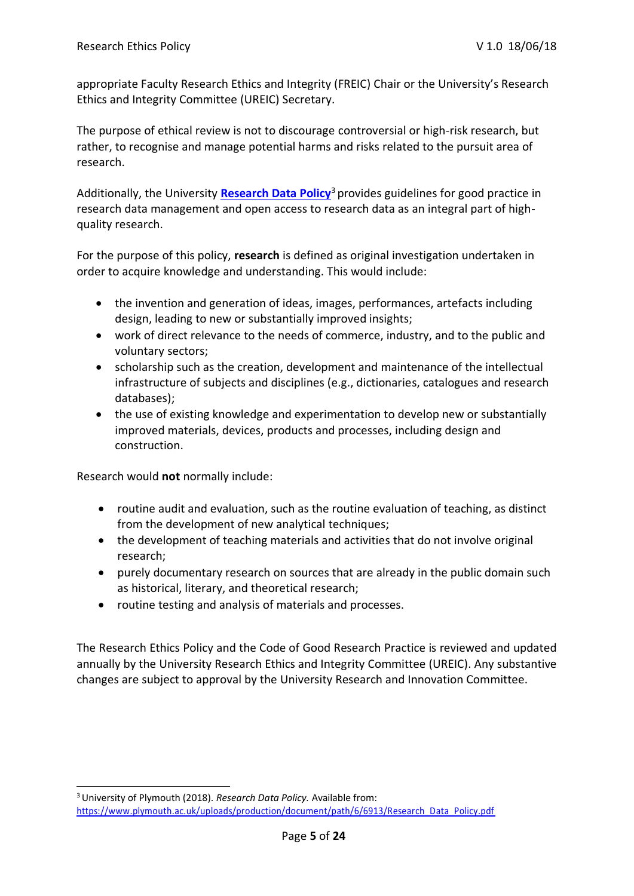appropriate Faculty Research Ethics and Integrity (FREIC) Chair or the University's Research Ethics and Integrity Committee (UREIC) Secretary.

The purpose of ethical review is not to discourage controversial or high-risk research, but rather, to recognise and manage potential harms and risks related to the pursuit area of research.

Additionally, the University **Research Data Policy**[3] provides guidelines for good practice in research data management and open access to research data as an integral part of high-quality research.

For the purpose of this policy, **research** is defined as original investigation undertaken in order to acquire knowledge and understanding. This would include:

- the invention and generation of ideas, images, performances, artefacts including design, leading to new or substantially improved insights;
- work of direct relevance to the needs of commerce, industry, and to the public and voluntary sectors;
- scholarship such as the creation, development and maintenance of the intellectual infrastructure of subjects and disciplines (e.g., dictionaries, catalogues and research databases);
- the use of existing knowledge and experimentation to develop new or substantially improved materials, devices, products and processes, including design and construction.

Research would **not** normally include:

- routine audit and evaluation, such as the routine evaluation of teaching, as distinct from the development of new analytical techniques;
- the development of teaching materials and activities that do not involve original research;
- purely documentary research on sources that are already in the public domain such as historical, literary, and theoretical research;
- routine testing and analysis of materials and processes.

The Research Ethics Policy and the Code of Good Research Practice is reviewed and updated annually by the University Research Ethics and Integrity Committee (UREIC). Any substantive changes are subject to approval by the University Research and Innovation Committee.

---

[3] University of Plymouth (2018). *Research Data Policy.* Available from: https://www.plymouth.ac.uk/uploads/production/document/path/6/6913/Research_Data_Policy.pdf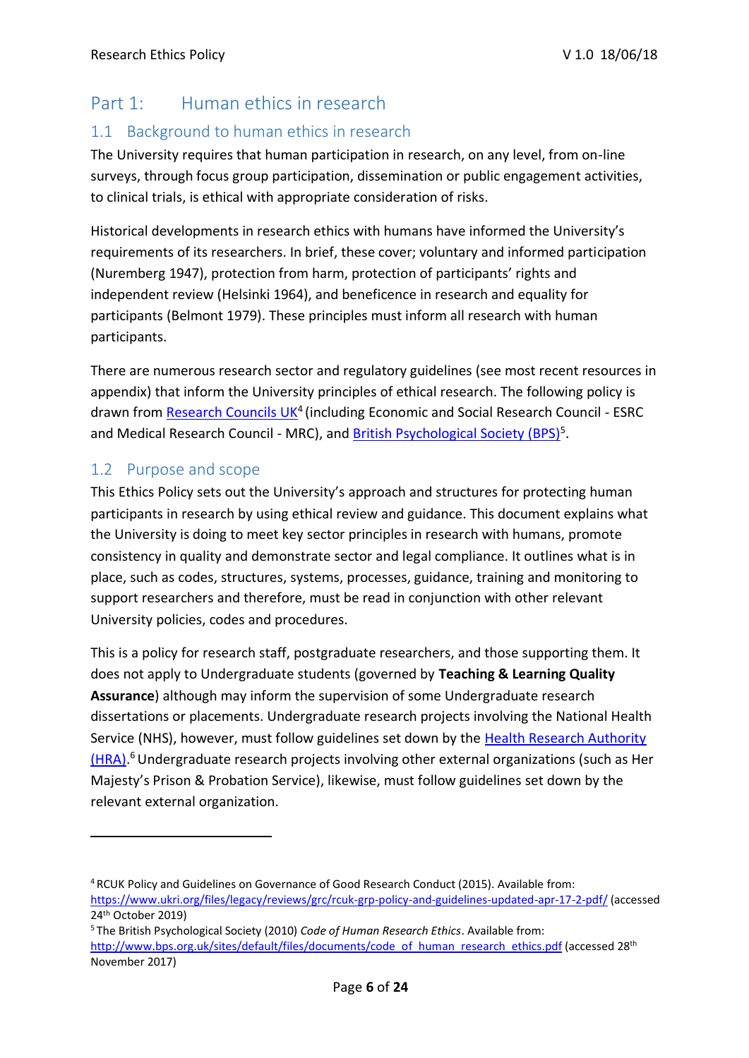# Part 1: Human ethics in research

## 1.1 Background to human ethics in research

The University requires that human participation in research, on any level, from on-line surveys, through focus group participation, dissemination or public engagement activities, to clinical trials, is ethical with appropriate consideration of risks.

Historical developments in research ethics with humans have informed the University's requirements of its researchers. In brief, these cover; voluntary and informed participation (Nuremberg 1947), protection from harm, protection of participants' rights and independent review (Helsinki 1964), and beneficence in research and equality for participants (Belmont 1979). These principles must inform all research with human participants.

There are numerous research sector and regulatory guidelines (see most recent resources in appendix) that inform the University principles of ethical research. The following policy is drawn from Research Councils UK[4] (including Economic and Social Research Council - ESRC and Medical Research Council - MRC), and British Psychological Society (BPS)[5].

## 1.2 Purpose and scope

This Ethics Policy sets out the University's approach and structures for protecting human participants in research by using ethical review and guidance. This document explains what the University is doing to meet key sector principles in research with humans, promote consistency in quality and demonstrate sector and legal compliance. It outlines what is in place, such as codes, structures, systems, processes, guidance, training and monitoring to support researchers and therefore, must be read in conjunction with other relevant University policies, codes and procedures.

This is a policy for research staff, postgraduate researchers, and those supporting them. It does not apply to Undergraduate students (governed by **Teaching & Learning Quality Assurance**) although may inform the supervision of some Undergraduate research dissertations or placements. Undergraduate research projects involving the National Health Service (NHS), however, must follow guidelines set down by the Health Research Authority (HRA).[6] Undergraduate research projects involving other external organizations (such as Her Majesty's Prison & Probation Service), likewise, must follow guidelines set down by the relevant external organization.

---

[4] RCUK Policy and Guidelines on Governance of Good Research Conduct (2015). Available from: https://www.ukri.org/files/legacy/reviews/grc/rcuk-grp-policy-and-guidelines-updated-apr-17-2-pdf/ (accessed 24th October 2019)

[5] The British Psychological Society (2010) *Code of Human Research Ethics*. Available from: http://www.bps.org.uk/sites/default/files/documents/code_of_human_research_ethics.pdf (accessed 28th November 2017)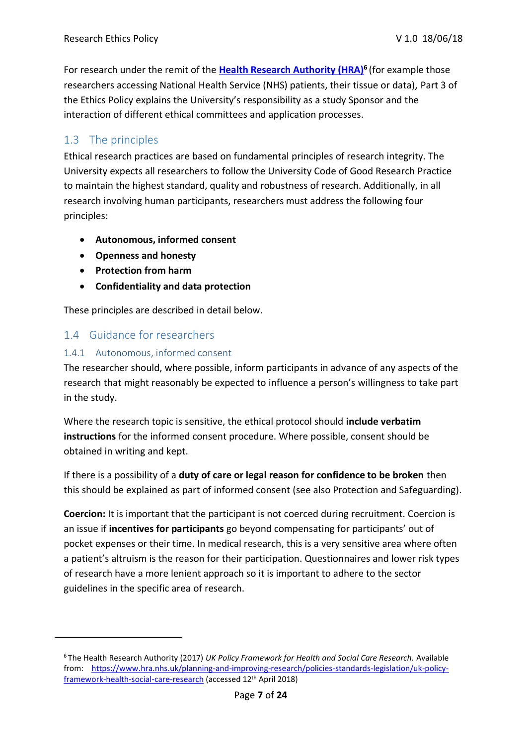For research under the remit of the **[Health Research Authority (HRA)](https://www.hra.nhs.uk/planning-and-improving-research/policies-standards-legislation/uk-policy-framework-health-social-care-research)**[6] (for example those researchers accessing National Health Service (NHS) patients, their tissue or data), Part 3 of the Ethics Policy explains the University's responsibility as a study Sponsor and the interaction of different ethical committees and application processes.

## 1.3 The principles

Ethical research practices are based on fundamental principles of research integrity. The University expects all researchers to follow the University Code of Good Research Practice to maintain the highest standard, quality and robustness of research. Additionally, in all research involving human participants, researchers must address the following four principles:

- **Autonomous, informed consent**
- **Openness and honesty**
- **Protection from harm**
- **Confidentiality and data protection**

These principles are described in detail below.

## 1.4 Guidance for researchers

### 1.4.1 Autonomous, informed consent

The researcher should, where possible, inform participants in advance of any aspects of the research that might reasonably be expected to influence a person's willingness to take part in the study.

Where the research topic is sensitive, the ethical protocol should **include verbatim instructions** for the informed consent procedure. Where possible, consent should be obtained in writing and kept.

If there is a possibility of a **duty of care or legal reason for confidence to be broken** then this should be explained as part of informed consent (see also Protection and Safeguarding).

**Coercion:** It is important that the participant is not coerced during recruitment. Coercion is an issue if **incentives for participants** go beyond compensating for participants' out of pocket expenses or their time. In medical research, this is a very sensitive area where often a patient's altruism is the reason for their participation. Questionnaires and lower risk types of research have a more lenient approach so it is important to adhere to the sector guidelines in the specific area of research.

---

[6] The Health Research Authority (2017) *UK Policy Framework for Health and Social Care Research.* Available from: https://www.hra.nhs.uk/planning-and-improving-research/policies-standards-legislation/uk-policy-framework-health-social-care-research (accessed 12th April 2018)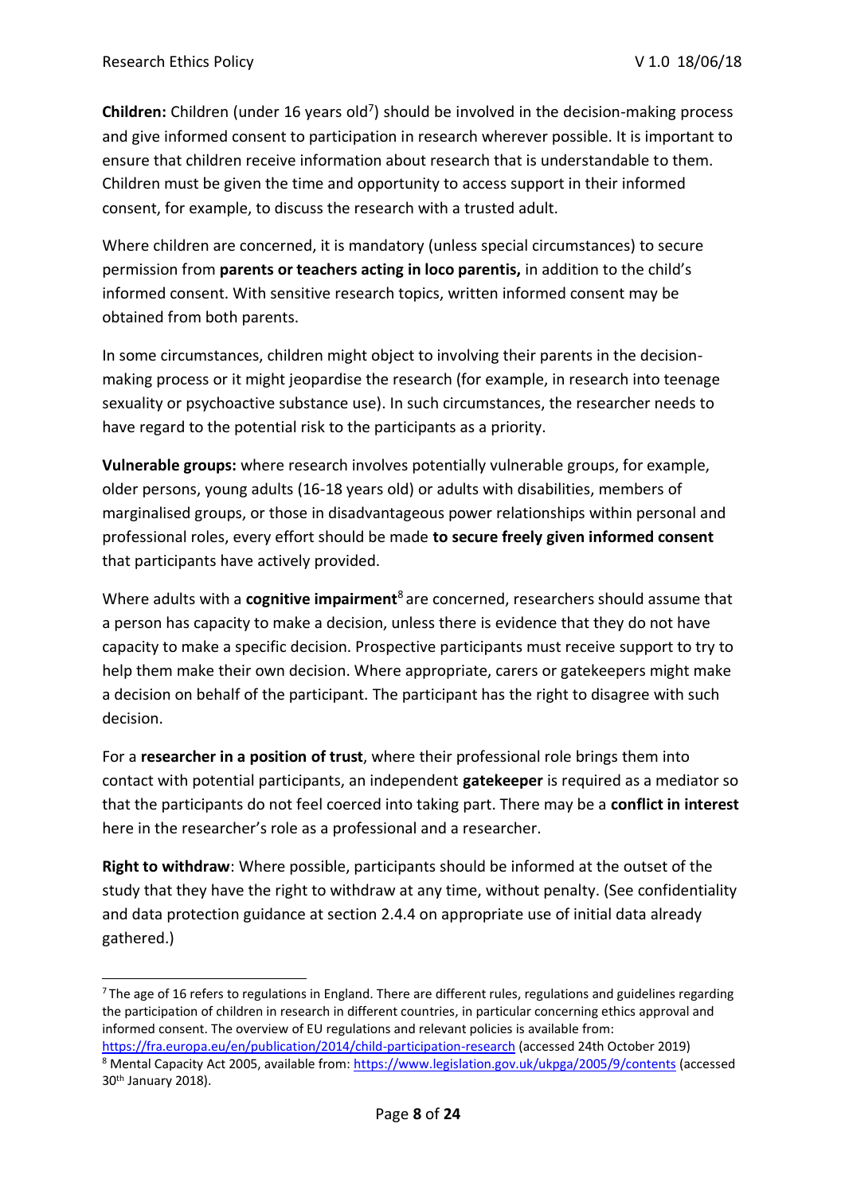**Children:** Children (under 16 years old[7]) should be involved in the decision-making process and give informed consent to participation in research wherever possible. It is important to ensure that children receive information about research that is understandable to them. Children must be given the time and opportunity to access support in their informed consent, for example, to discuss the research with a trusted adult.

Where children are concerned, it is mandatory (unless special circumstances) to secure permission from **parents or teachers acting in loco parentis,** in addition to the child's informed consent. With sensitive research topics, written informed consent may be obtained from both parents.

In some circumstances, children might object to involving their parents in the decision-making process or it might jeopardise the research (for example, in research into teenage sexuality or psychoactive substance use). In such circumstances, the researcher needs to have regard to the potential risk to the participants as a priority.

**Vulnerable groups:** where research involves potentially vulnerable groups, for example, older persons, young adults (16-18 years old) or adults with disabilities, members of marginalised groups, or those in disadvantageous power relationships within personal and professional roles, every effort should be made **to secure freely given informed consent** that participants have actively provided.

Where adults with a **cognitive impairment**[8] are concerned, researchers should assume that a person has capacity to make a decision, unless there is evidence that they do not have capacity to make a specific decision. Prospective participants must receive support to try to help them make their own decision. Where appropriate, carers or gatekeepers might make a decision on behalf of the participant. The participant has the right to disagree with such decision.

For a **researcher in a position of trust**, where their professional role brings them into contact with potential participants, an independent **gatekeeper** is required as a mediator so that the participants do not feel coerced into taking part. There may be a **conflict in interest** here in the researcher's role as a professional and a researcher.

**Right to withdraw**: Where possible, participants should be informed at the outset of the study that they have the right to withdraw at any time, without penalty. (See confidentiality and data protection guidance at section 2.4.4 on appropriate use of initial data already gathered.)

---

[7] The age of 16 refers to regulations in England. There are different rules, regulations and guidelines regarding the participation of children in research in different countries, in particular concerning ethics approval and informed consent. The overview of EU regulations and relevant policies is available from: https://fra.europa.eu/en/publication/2014/child-participation-research (accessed 24th October 2019)

[8] Mental Capacity Act 2005, available from: https://www.legislation.gov.uk/ukpga/2005/9/contents (accessed 30th January 2018).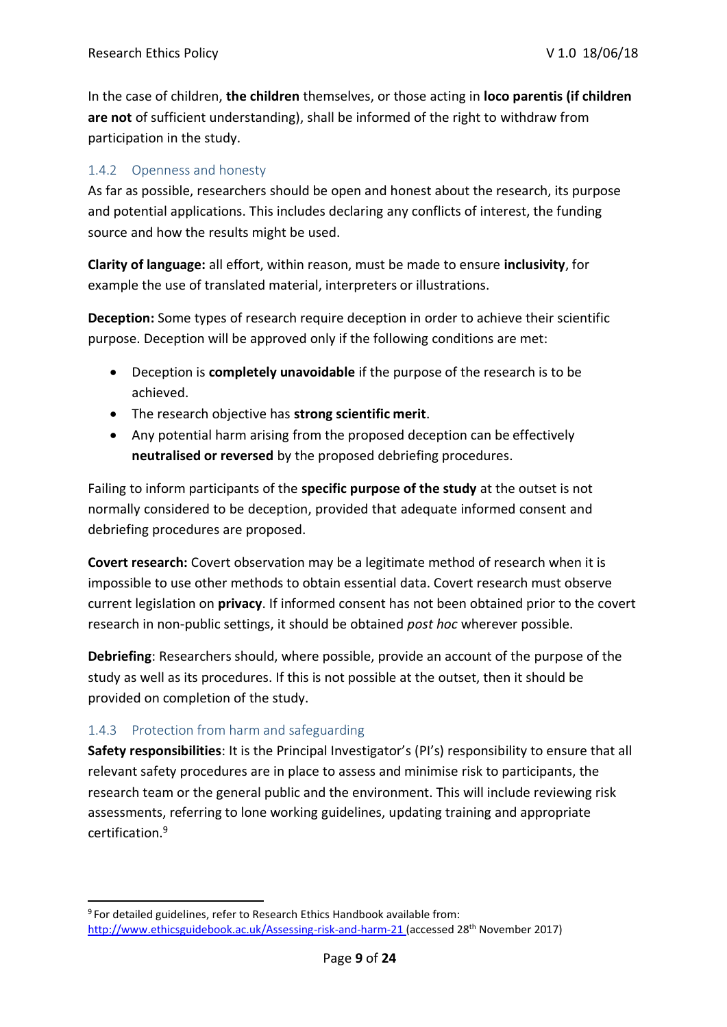In the case of children, **the children** themselves, or those acting in **loco parentis (if children are not** of sufficient understanding), shall be informed of the right to withdraw from participation in the study.

### 1.4.2 Openness and honesty

As far as possible, researchers should be open and honest about the research, its purpose and potential applications. This includes declaring any conflicts of interest, the funding source and how the results might be used.

**Clarity of language:** all effort, within reason, must be made to ensure **inclusivity**, for example the use of translated material, interpreters or illustrations.

**Deception:** Some types of research require deception in order to achieve their scientific purpose. Deception will be approved only if the following conditions are met:

- Deception is **completely unavoidable** if the purpose of the research is to be achieved.
- The research objective has **strong scientific merit**.
- Any potential harm arising from the proposed deception can be effectively **neutralised or reversed** by the proposed debriefing procedures.

Failing to inform participants of the **specific purpose of the study** at the outset is not normally considered to be deception, provided that adequate informed consent and debriefing procedures are proposed.

**Covert research:** Covert observation may be a legitimate method of research when it is impossible to use other methods to obtain essential data. Covert research must observe current legislation on **privacy**. If informed consent has not been obtained prior to the covert research in non-public settings, it should be obtained *post hoc* wherever possible.

**Debriefing**: Researchers should, where possible, provide an account of the purpose of the study as well as its procedures. If this is not possible at the outset, then it should be provided on completion of the study.

### 1.4.3 Protection from harm and safeguarding

**Safety responsibilities**: It is the Principal Investigator's (PI's) responsibility to ensure that all relevant safety procedures are in place to assess and minimise risk to participants, the research team or the general public and the environment. This will include reviewing risk assessments, referring to lone working guidelines, updating training and appropriate certification.[9]

---

[9] For detailed guidelines, refer to Research Ethics Handbook available from: http://www.ethicsguidebook.ac.uk/Assessing-risk-and-harm-21 (accessed 28th November 2017)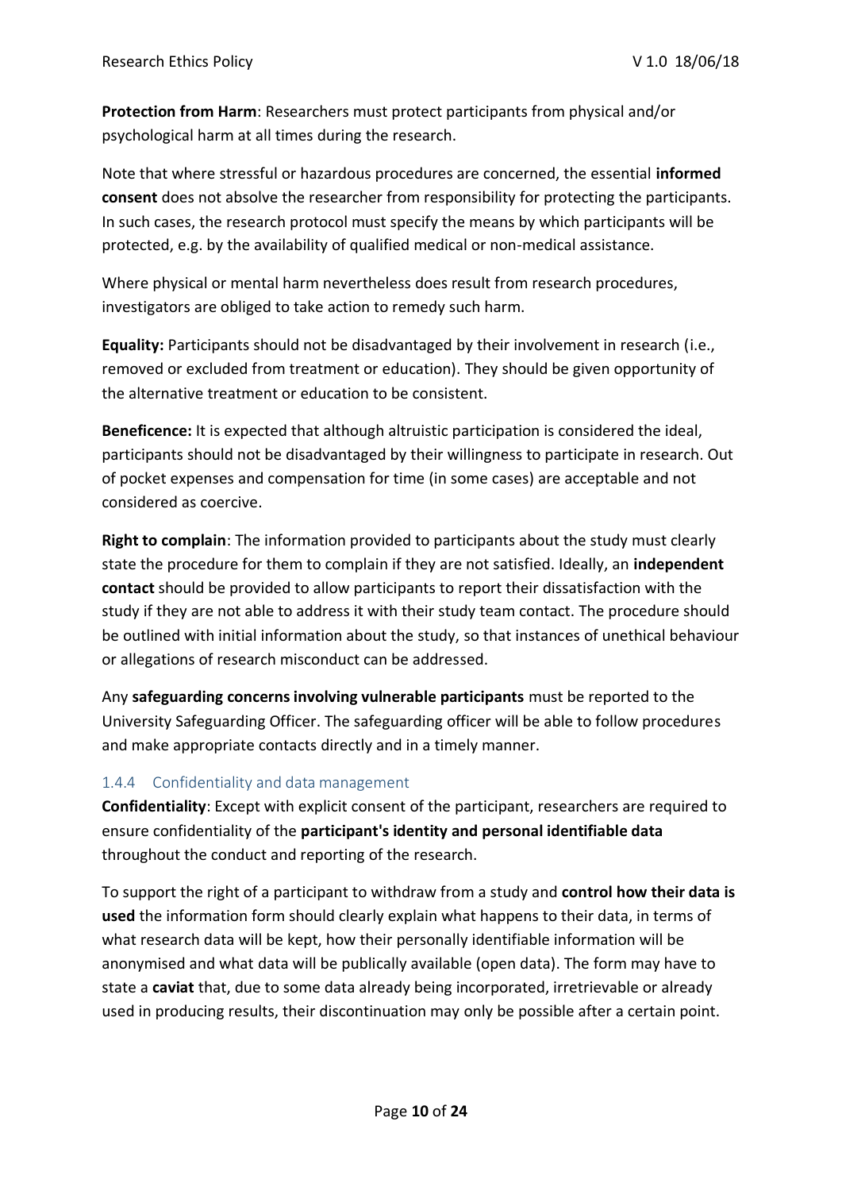**Protection from Harm**: Researchers must protect participants from physical and/or psychological harm at all times during the research.

Note that where stressful or hazardous procedures are concerned, the essential **informed consent** does not absolve the researcher from responsibility for protecting the participants. In such cases, the research protocol must specify the means by which participants will be protected, e.g. by the availability of qualified medical or non-medical assistance.

Where physical or mental harm nevertheless does result from research procedures, investigators are obliged to take action to remedy such harm.

**Equality:** Participants should not be disadvantaged by their involvement in research (i.e., removed or excluded from treatment or education). They should be given opportunity of the alternative treatment or education to be consistent.

**Beneficence:** It is expected that although altruistic participation is considered the ideal, participants should not be disadvantaged by their willingness to participate in research. Out of pocket expenses and compensation for time (in some cases) are acceptable and not considered as coercive.

**Right to complain**: The information provided to participants about the study must clearly state the procedure for them to complain if they are not satisfied. Ideally, an **independent contact** should be provided to allow participants to report their dissatisfaction with the study if they are not able to address it with their study team contact. The procedure should be outlined with initial information about the study, so that instances of unethical behaviour or allegations of research misconduct can be addressed.

Any **safeguarding concerns involving vulnerable participants** must be reported to the University Safeguarding Officer. The safeguarding officer will be able to follow procedures and make appropriate contacts directly and in a timely manner.

### 1.4.4 Confidentiality and data management

**Confidentiality**: Except with explicit consent of the participant, researchers are required to ensure confidentiality of the **participant's identity and personal identifiable data** throughout the conduct and reporting of the research.

To support the right of a participant to withdraw from a study and **control how their data is used** the information form should clearly explain what happens to their data, in terms of what research data will be kept, how their personally identifiable information will be anonymised and what data will be publically available (open data). The form may have to state a **caviat** that, due to some data already being incorporated, irretrievable or already used in producing results, their discontinuation may only be possible after a certain point.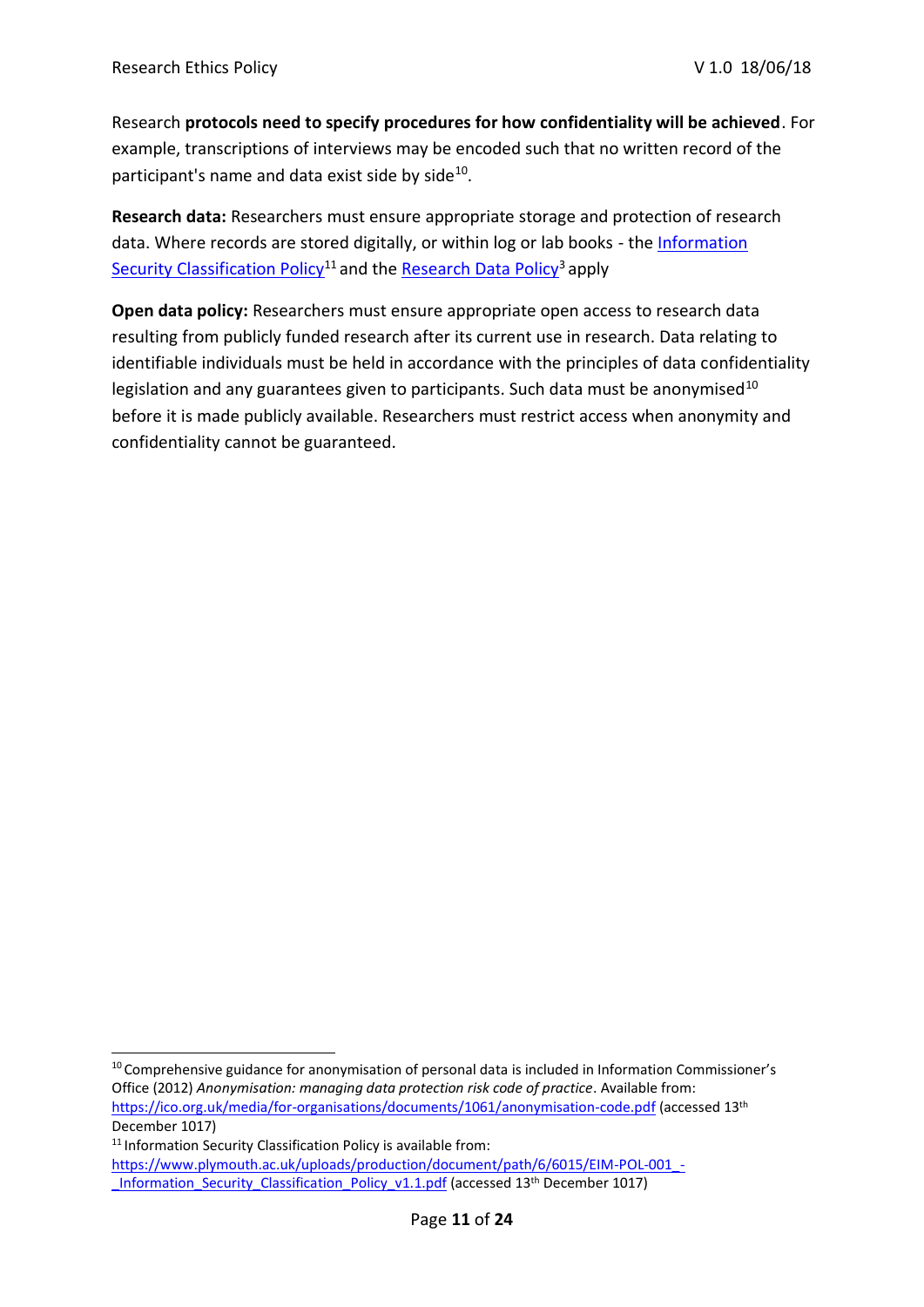Research **protocols need to specify procedures for how confidentiality will be achieved**. For example, transcriptions of interviews may be encoded such that no written record of the participant's name and data exist side by side[10].

**Research data:** Researchers must ensure appropriate storage and protection of research data. Where records are stored digitally, or within log or lab books - the Information Security Classification Policy[11] and the Research Data Policy[3] apply

**Open data policy:** Researchers must ensure appropriate open access to research data resulting from publicly funded research after its current use in research. Data relating to identifiable individuals must be held in accordance with the principles of data confidentiality legislation and any guarantees given to participants. Such data must be anonymised[10] before it is made publicly available. Researchers must restrict access when anonymity and confidentiality cannot be guaranteed.

---

[10] Comprehensive guidance for anonymisation of personal data is included in Information Commissioner's Office (2012) *Anonymisation: managing data protection risk code of practice*. Available from: https://ico.org.uk/media/for-organisations/documents/1061/anonymisation-code.pdf (accessed 13th December 1017)

[11] Information Security Classification Policy is available from: https://www.plymouth.ac.uk/uploads/production/document/path/6/6015/EIM-POL-001_-_Information_Security_Classification_Policy_v1.1.pdf (accessed 13th December 1017)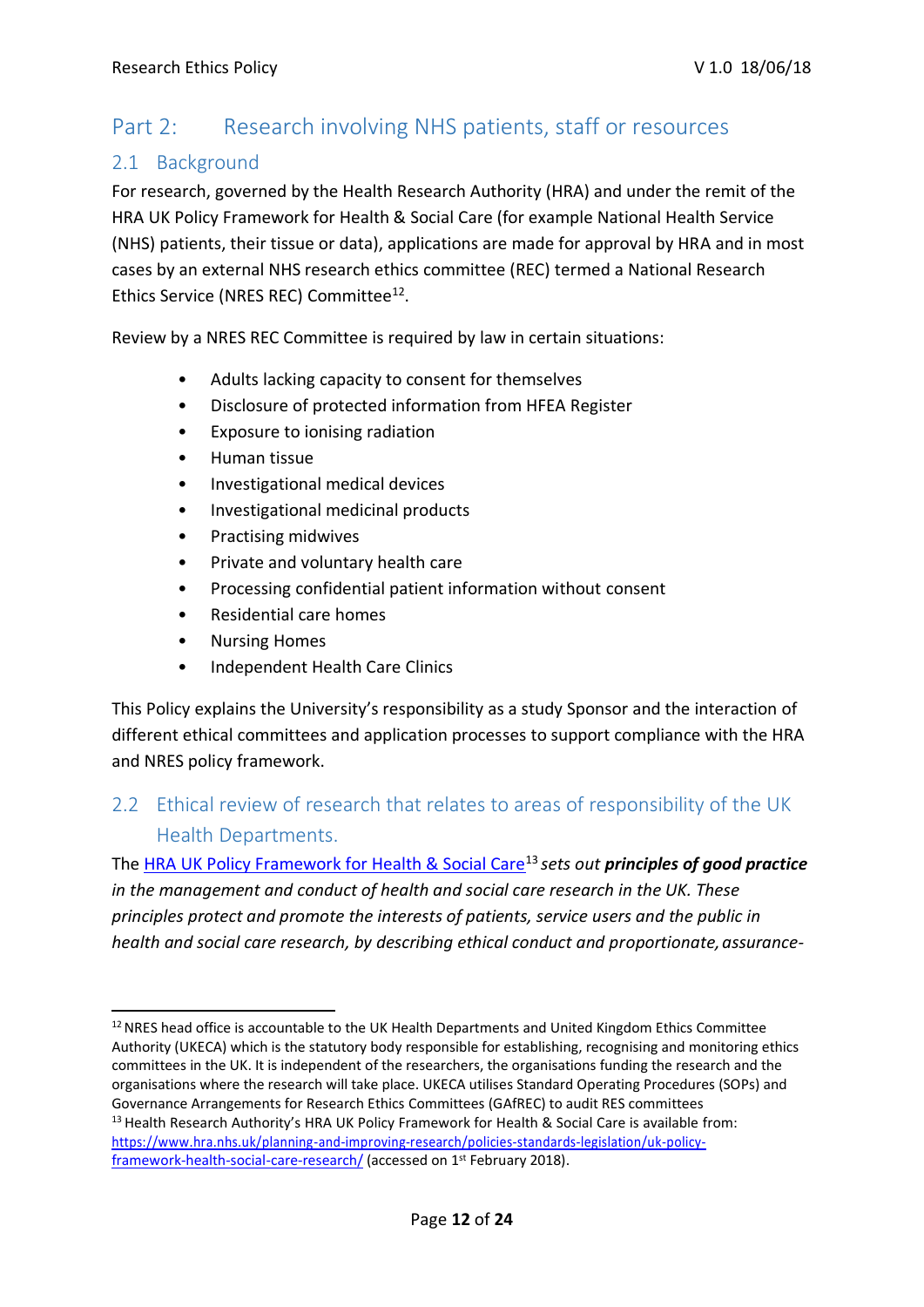## Part 2: Research involving NHS patients, staff or resources

### 2.1 Background

For research, governed by the Health Research Authority (HRA) and under the remit of the HRA UK Policy Framework for Health & Social Care (for example National Health Service (NHS) patients, their tissue or data), applications are made for approval by HRA and in most cases by an external NHS research ethics committee (REC) termed a National Research Ethics Service (NRES REC) Committee[12].

Review by a NRES REC Committee is required by law in certain situations:

- Adults lacking capacity to consent for themselves
- Disclosure of protected information from HFEA Register
- Exposure to ionising radiation
- Human tissue
- Investigational medical devices
- Investigational medicinal products
- Practising midwives
- Private and voluntary health care
- Processing confidential patient information without consent
- Residential care homes
- Nursing Homes
- Independent Health Care Clinics

This Policy explains the University's responsibility as a study Sponsor and the interaction of different ethical committees and application processes to support compliance with the HRA and NRES policy framework.

### 2.2 Ethical review of research that relates to areas of responsibility of the UK Health Departments.

The HRA UK Policy Framework for Health & Social Care[13] *sets out **principles of good practice** in the management and conduct of health and social care research in the UK. These principles protect and promote the interests of patients, service users and the public in health and social care research, by describing ethical conduct and proportionate, assurance-*

---

[12] NRES head office is accountable to the UK Health Departments and United Kingdom Ethics Committee Authority (UKECA) which is the statutory body responsible for establishing, recognising and monitoring ethics committees in the UK. It is independent of the researchers, the organisations funding the research and the organisations where the research will take place. UKECA utilises Standard Operating Procedures (SOPs) and Governance Arrangements for Research Ethics Committees (GAfREC) to audit RES committees

[13] Health Research Authority's HRA UK Policy Framework for Health & Social Care is available from: https://www.hra.nhs.uk/planning-and-improving-research/policies-standards-legislation/uk-policy-framework-health-social-care-research/ (accessed on 1st February 2018).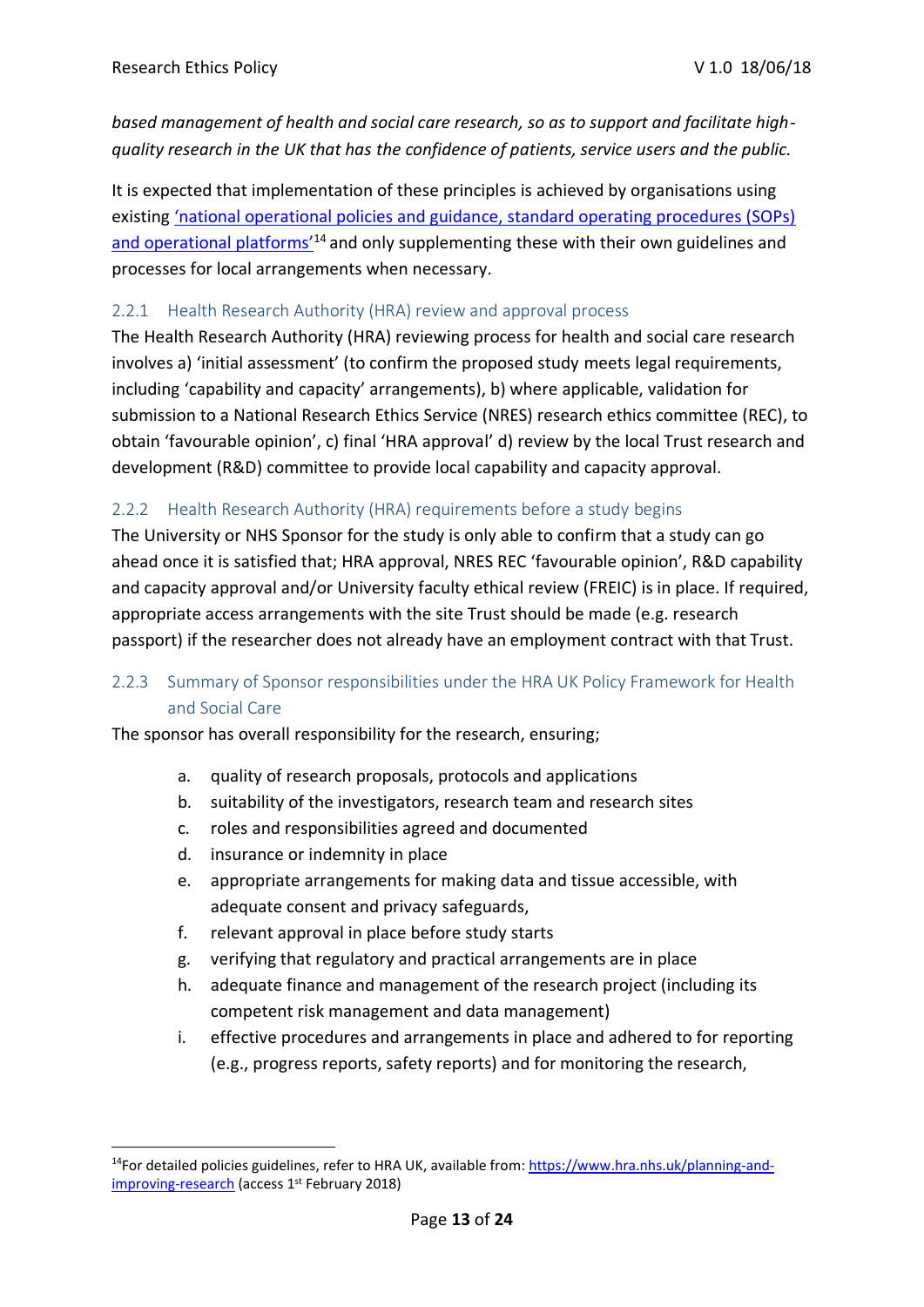*based management of health and social care research, so as to support and facilitate high-quality research in the UK that has the confidence of patients, service users and the public.*

It is expected that implementation of these principles is achieved by organisations using existing ['national operational policies and guidance, standard operating procedures (SOPs) and operational platforms'](https://www.hra.nhs.uk/planning-and-improving-research)[14] and only supplementing these with their own guidelines and processes for local arrangements when necessary.

### 2.2.1 Health Research Authority (HRA) review and approval process

The Health Research Authority (HRA) reviewing process for health and social care research involves a) 'initial assessment' (to confirm the proposed study meets legal requirements, including 'capability and capacity' arrangements), b) where applicable, validation for submission to a National Research Ethics Service (NRES) research ethics committee (REC), to obtain 'favourable opinion', c) final 'HRA approval' d) review by the local Trust research and development (R&D) committee to provide local capability and capacity approval.

### 2.2.2 Health Research Authority (HRA) requirements before a study begins

The University or NHS Sponsor for the study is only able to confirm that a study can go ahead once it is satisfied that; HRA approval, NRES REC 'favourable opinion', R&D capability and capacity approval and/or University faculty ethical review (FREIC) is in place. If required, appropriate access arrangements with the site Trust should be made (e.g. research passport) if the researcher does not already have an employment contract with that Trust.

### 2.2.3 Summary of Sponsor responsibilities under the HRA UK Policy Framework for Health and Social Care

The sponsor has overall responsibility for the research, ensuring;

a. quality of research proposals, protocols and applications
b. suitability of the investigators, research team and research sites
c. roles and responsibilities agreed and documented
d. insurance or indemnity in place
e. appropriate arrangements for making data and tissue accessible, with adequate consent and privacy safeguards,
f. relevant approval in place before study starts
g. verifying that regulatory and practical arrangements are in place
h. adequate finance and management of the research project (including its competent risk management and data management)
i. effective procedures and arrangements in place and adhered to for reporting (e.g., progress reports, safety reports) and for monitoring the research,

---

[14] For detailed policies guidelines, refer to HRA UK, available from: [https://www.hra.nhs.uk/planning-and-improving-research](https://www.hra.nhs.uk/planning-and-improving-research) (access 1st February 2018)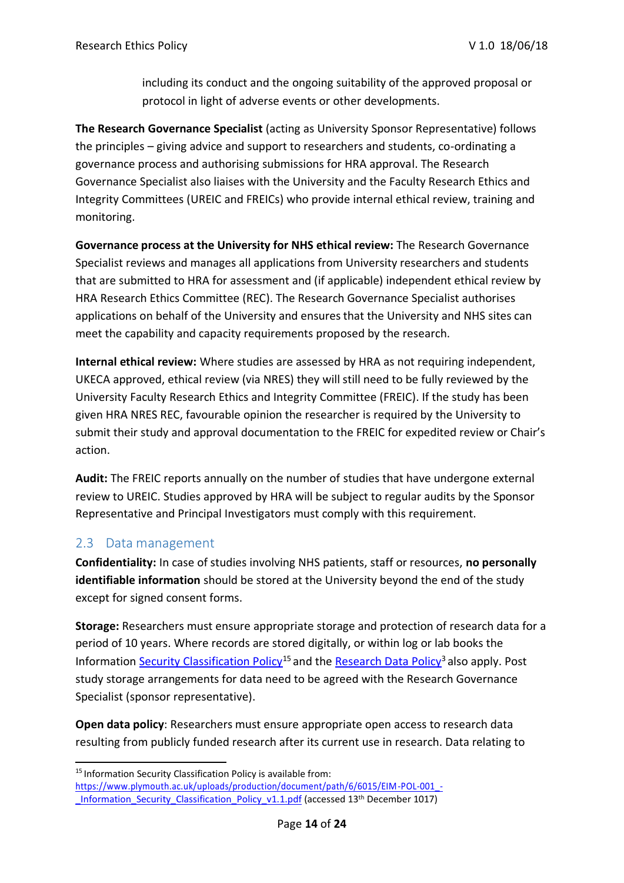including its conduct and the ongoing suitability of the approved proposal or protocol in light of adverse events or other developments.

**The Research Governance Specialist** (acting as University Sponsor Representative) follows the principles – giving advice and support to researchers and students, co-ordinating a governance process and authorising submissions for HRA approval. The Research Governance Specialist also liaises with the University and the Faculty Research Ethics and Integrity Committees (UREIC and FREICs) who provide internal ethical review, training and monitoring.

**Governance process at the University for NHS ethical review:** The Research Governance Specialist reviews and manages all applications from University researchers and students that are submitted to HRA for assessment and (if applicable) independent ethical review by HRA Research Ethics Committee (REC). The Research Governance Specialist authorises applications on behalf of the University and ensures that the University and NHS sites can meet the capability and capacity requirements proposed by the research.

**Internal ethical review:** Where studies are assessed by HRA as not requiring independent, UKECA approved, ethical review (via NRES) they will still need to be fully reviewed by the University Faculty Research Ethics and Integrity Committee (FREIC). If the study has been given HRA NRES REC, favourable opinion the researcher is required by the University to submit their study and approval documentation to the FREIC for expedited review or Chair's action.

**Audit:** The FREIC reports annually on the number of studies that have undergone external review to UREIC. Studies approved by HRA will be subject to regular audits by the Sponsor Representative and Principal Investigators must comply with this requirement.

## 2.3 Data management

**Confidentiality:** In case of studies involving NHS patients, staff or resources, **no personally identifiable information** should be stored at the University beyond the end of the study except for signed consent forms.

**Storage:** Researchers must ensure appropriate storage and protection of research data for a period of 10 years. Where records are stored digitally, or within log or lab books the Information Security Classification Policy[15] and the Research Data Policy[3] also apply. Post study storage arrangements for data need to be agreed with the Research Governance Specialist (sponsor representative).

**Open data policy**: Researchers must ensure appropriate open access to research data resulting from publicly funded research after its current use in research. Data relating to

---

[15] Information Security Classification Policy is available from: https://www.plymouth.ac.uk/uploads/production/document/path/6/6015/EIM-POL-001_-_Information_Security_Classification_Policy_v1.1.pdf (accessed 13th December 1017)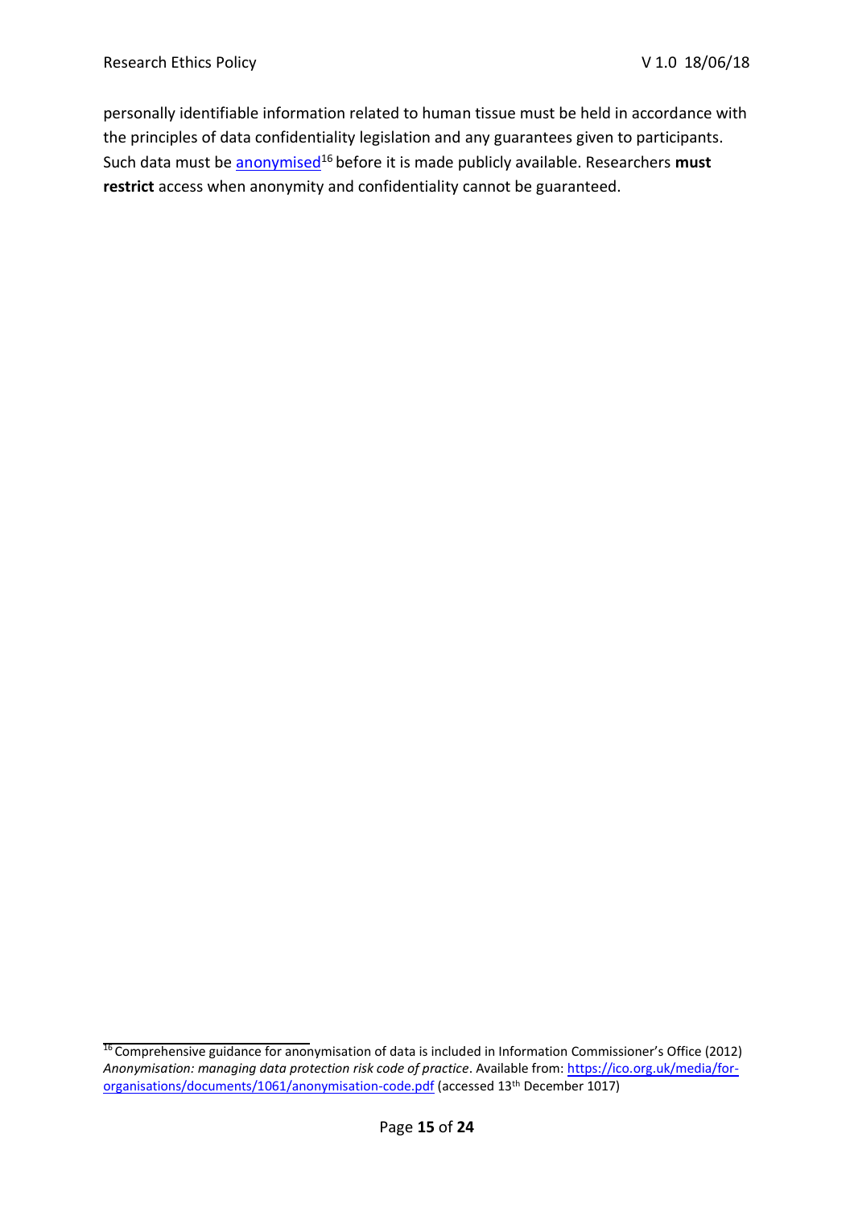personally identifiable information related to human tissue must be held in accordance with the principles of data confidentiality legislation and any guarantees given to participants. Such data must be anonymised[16] before it is made publicly available. Researchers **must restrict** access when anonymity and confidentiality cannot be guaranteed.

---

[16] Comprehensive guidance for anonymisation of data is included in Information Commissioner's Office (2012) *Anonymisation: managing data protection risk code of practice*. Available from: https://ico.org.uk/media/for-organisations/documents/1061/anonymisation-code.pdf (accessed 13th December 1017)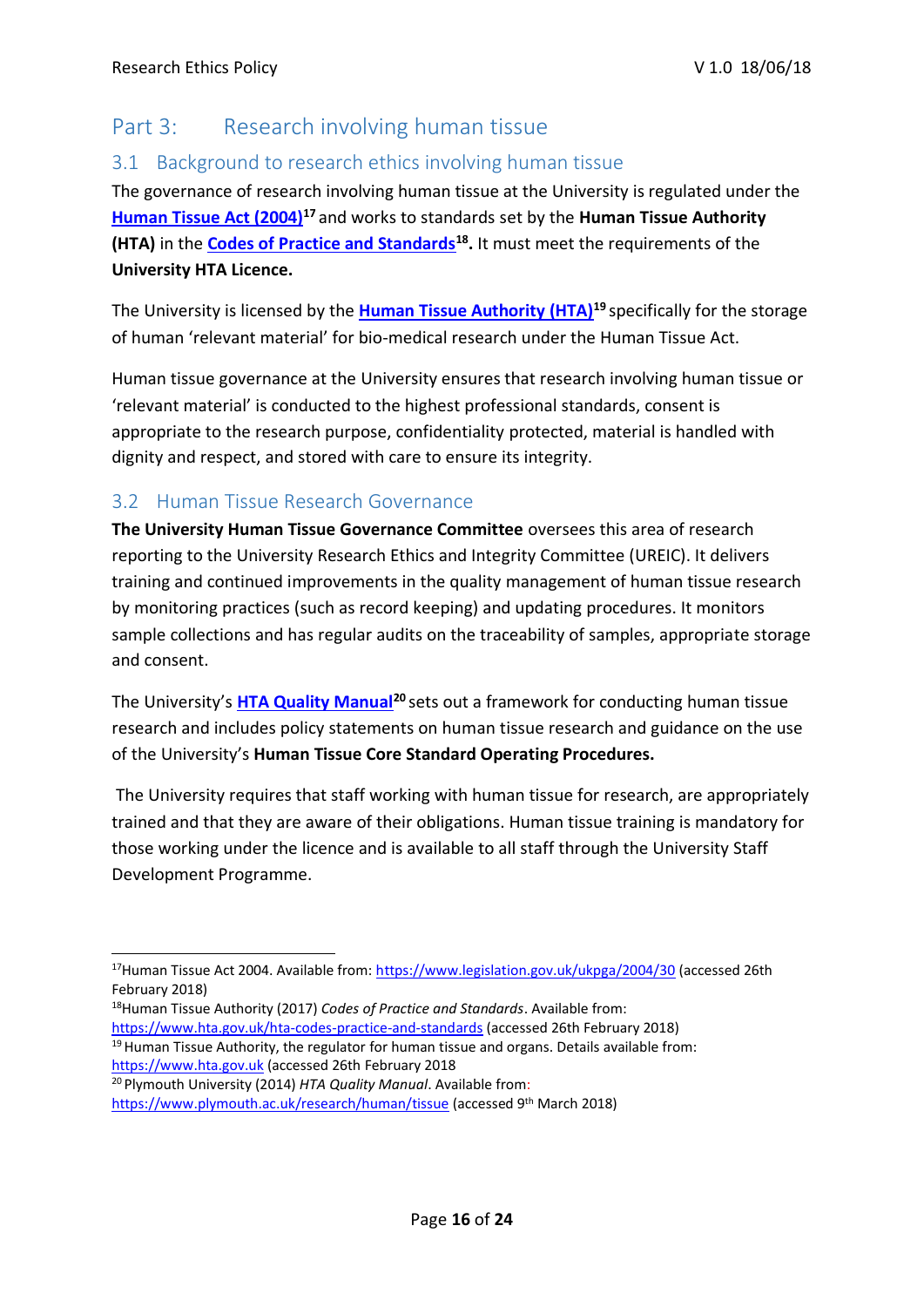# Part 3: Research involving human tissue

## 3.1 Background to research ethics involving human tissue

The governance of research involving human tissue at the University is regulated under the **Human Tissue Act (2004)**[17] and works to standards set by the **Human Tissue Authority (HTA)** in the **Codes of Practice and Standards**[18]**.** It must meet the requirements of the **University HTA Licence.**

The University is licensed by the **Human Tissue Authority (HTA)**[19] specifically for the storage of human 'relevant material' for bio-medical research under the Human Tissue Act.

Human tissue governance at the University ensures that research involving human tissue or 'relevant material' is conducted to the highest professional standards, consent is appropriate to the research purpose, confidentiality protected, material is handled with dignity and respect, and stored with care to ensure its integrity.

## 3.2 Human Tissue Research Governance

**The University Human Tissue Governance Committee** oversees this area of research reporting to the University Research Ethics and Integrity Committee (UREIC). It delivers training and continued improvements in the quality management of human tissue research by monitoring practices (such as record keeping) and updating procedures. It monitors sample collections and has regular audits on the traceability of samples, appropriate storage and consent.

The University's **HTA Quality Manual**[20] sets out a framework for conducting human tissue research and includes policy statements on human tissue research and guidance on the use of the University's **Human Tissue Core Standard Operating Procedures.**

The University requires that staff working with human tissue for research, are appropriately trained and that they are aware of their obligations. Human tissue training is mandatory for those working under the licence and is available to all staff through the University Staff Development Programme.

---

[17] Human Tissue Act 2004. Available from: https://www.legislation.gov.uk/ukpga/2004/30 (accessed 26th February 2018)

[18] Human Tissue Authority (2017) *Codes of Practice and Standards*. Available from: https://www.hta.gov.uk/hta-codes-practice-and-standards (accessed 26th February 2018)

[19] Human Tissue Authority, the regulator for human tissue and organs. Details available from: https://www.hta.gov.uk (accessed 26th February 2018

[20] Plymouth University (2014) *HTA Quality Manual*. Available from: https://www.plymouth.ac.uk/research/human/tissue (accessed 9th March 2018)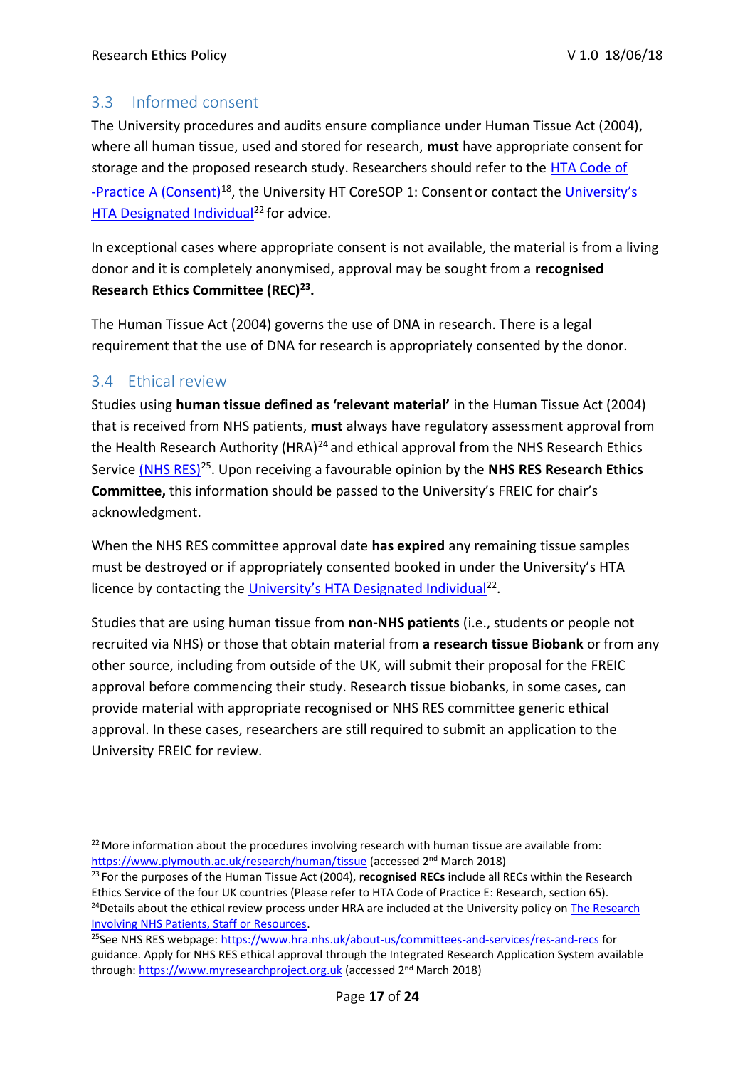## 3.3 Informed consent

The University procedures and audits ensure compliance under Human Tissue Act (2004), where all human tissue, used and stored for research, **must** have appropriate consent for storage and the proposed research study. Researchers should refer to the HTA Code of -Practice A (Consent)[18], the University HT CoreSOP 1: Consent or contact the University's HTA Designated Individual[22] for advice.

In exceptional cases where appropriate consent is not available, the material is from a living donor and it is completely anonymised, approval may be sought from a **recognised Research Ethics Committee (REC)[23].**

The Human Tissue Act (2004) governs the use of DNA in research. There is a legal requirement that the use of DNA for research is appropriately consented by the donor.

## 3.4 Ethical review

Studies using **human tissue defined as 'relevant material'** in the Human Tissue Act (2004) that is received from NHS patients, **must** always have regulatory assessment approval from the Health Research Authority (HRA)[24] and ethical approval from the NHS Research Ethics Service (NHS RES)[25]. Upon receiving a favourable opinion by the **NHS RES Research Ethics Committee,** this information should be passed to the University's FREIC for chair's acknowledgment.

When the NHS RES committee approval date **has expired** any remaining tissue samples must be destroyed or if appropriately consented booked in under the University's HTA licence by contacting the University's HTA Designated Individual[22].

Studies that are using human tissue from **non-NHS patients** (i.e., students or people not recruited via NHS) or those that obtain material from **a research tissue Biobank** or from any other source, including from outside of the UK, will submit their proposal for the FREIC approval before commencing their study. Research tissue biobanks, in some cases, can provide material with appropriate recognised or NHS RES committee generic ethical approval. In these cases, researchers are still required to submit an application to the University FREIC for review.

---

[22] More information about the procedures involving research with human tissue are available from: https://www.plymouth.ac.uk/research/human/tissue (accessed 2nd March 2018)

[23] For the purposes of the Human Tissue Act (2004), **recognised RECs** include all RECs within the Research Ethics Service of the four UK countries (Please refer to HTA Code of Practice E: Research, section 65).

[24] Details about the ethical review process under HRA are included at the University policy on The Research Involving NHS Patients, Staff or Resources.

[25] See NHS RES webpage: https://www.hra.nhs.uk/about-us/committees-and-services/res-and-recs for guidance. Apply for NHS RES ethical approval through the Integrated Research Application System available through: https://www.myresearchproject.org.uk (accessed 2nd March 2018)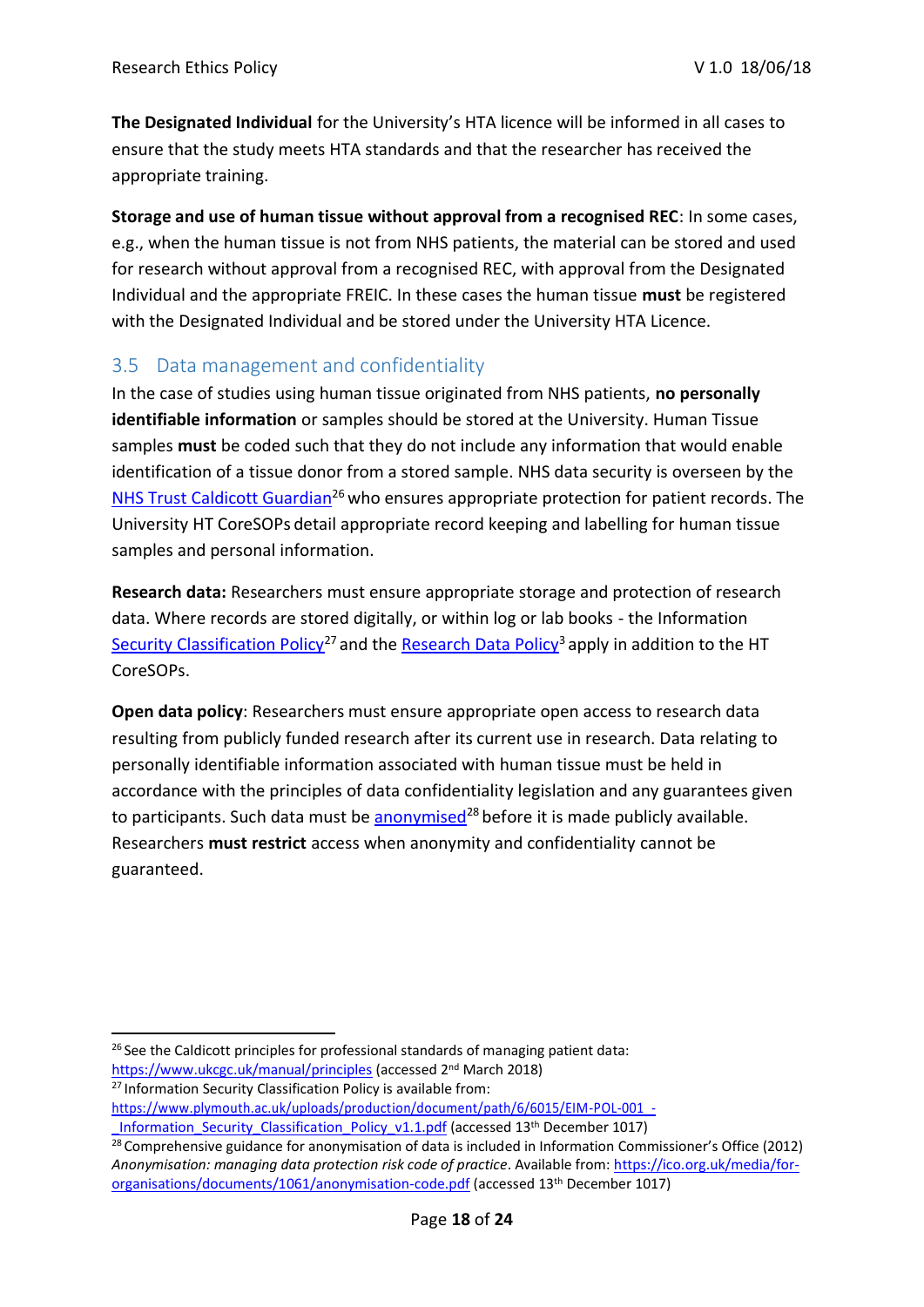**The Designated Individual** for the University's HTA licence will be informed in all cases to ensure that the study meets HTA standards and that the researcher has received the appropriate training.

**Storage and use of human tissue without approval from a recognised REC**: In some cases, e.g., when the human tissue is not from NHS patients, the material can be stored and used for research without approval from a recognised REC, with approval from the Designated Individual and the appropriate FREIC. In these cases the human tissue **must** be registered with the Designated Individual and be stored under the University HTA Licence.

## 3.5 Data management and confidentiality

In the case of studies using human tissue originated from NHS patients, **no personally identifiable information** or samples should be stored at the University. Human Tissue samples **must** be coded such that they do not include any information that would enable identification of a tissue donor from a stored sample. NHS data security is overseen by the NHS Trust Caldicott Guardian[26] who ensures appropriate protection for patient records. The University HT CoreSOPs detail appropriate record keeping and labelling for human tissue samples and personal information.

**Research data:** Researchers must ensure appropriate storage and protection of research data. Where records are stored digitally, or within log or lab books - the Information Security Classification Policy[27] and the Research Data Policy[3] apply in addition to the HT CoreSOPs.

**Open data policy**: Researchers must ensure appropriate open access to research data resulting from publicly funded research after its current use in research. Data relating to personally identifiable information associated with human tissue must be held in accordance with the principles of data confidentiality legislation and any guarantees given to participants. Such data must be anonymised[28] before it is made publicly available. Researchers **must restrict** access when anonymity and confidentiality cannot be guaranteed.

---

[26] See the Caldicott principles for professional standards of managing patient data: https://www.ukcgc.uk/manual/principles (accessed 2nd March 2018)

[27] Information Security Classification Policy is available from: https://www.plymouth.ac.uk/uploads/production/document/path/6/6015/EIM-POL-001_-_Information_Security_Classification_Policy_v1.1.pdf (accessed 13th December 1017)

[28] Comprehensive guidance for anonymisation of data is included in Information Commissioner's Office (2012) *Anonymisation: managing data protection risk code of practice*. Available from: https://ico.org.uk/media/for-organisations/documents/1061/anonymisation-code.pdf (accessed 13th December 1017)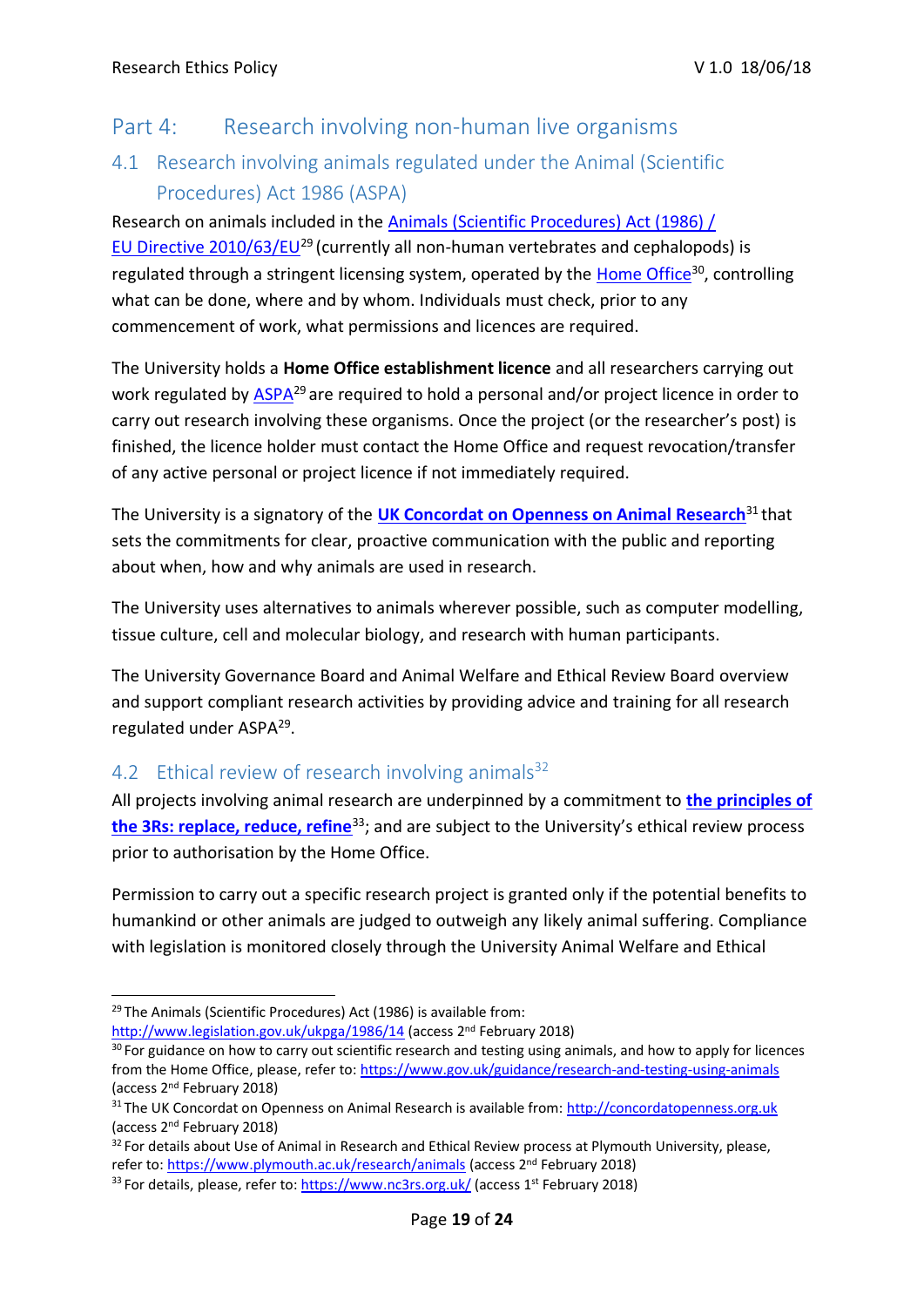# Part 4: Research involving non-human live organisms

## 4.1 Research involving animals regulated under the Animal (Scientific Procedures) Act 1986 (ASPA)

Research on animals included in the Animals (Scientific Procedures) Act (1986) / EU Directive 2010/63/EU[29] (currently all non-human vertebrates and cephalopods) is regulated through a stringent licensing system, operated by the Home Office[30], controlling what can be done, where and by whom. Individuals must check, prior to any commencement of work, what permissions and licences are required.

The University holds a **Home Office establishment licence** and all researchers carrying out work regulated by ASPA[29] are required to hold a personal and/or project licence in order to carry out research involving these organisms. Once the project (or the researcher's post) is finished, the licence holder must contact the Home Office and request revocation/transfer of any active personal or project licence if not immediately required.

The University is a signatory of the **UK Concordat on Openness on Animal Research**[31] that sets the commitments for clear, proactive communication with the public and reporting about when, how and why animals are used in research.

The University uses alternatives to animals wherever possible, such as computer modelling, tissue culture, cell and molecular biology, and research with human participants.

The University Governance Board and Animal Welfare and Ethical Review Board overview and support compliant research activities by providing advice and training for all research regulated under ASPA[29].

## 4.2 Ethical review of research involving animals[32]

All projects involving animal research are underpinned by a commitment to **the principles of the 3Rs: replace, reduce, refine**[33]; and are subject to the University's ethical review process prior to authorisation by the Home Office.

Permission to carry out a specific research project is granted only if the potential benefits to humankind or other animals are judged to outweigh any likely animal suffering. Compliance with legislation is monitored closely through the University Animal Welfare and Ethical

---

[29] The Animals (Scientific Procedures) Act (1986) is available from: http://www.legislation.gov.uk/ukpga/1986/14 (access 2nd February 2018)

[30] For guidance on how to carry out scientific research and testing using animals, and how to apply for licences from the Home Office, please, refer to: https://www.gov.uk/guidance/research-and-testing-using-animals (access 2nd February 2018)

[31] The UK Concordat on Openness on Animal Research is available from: http://concordatopenness.org.uk (access 2nd February 2018)

[32] For details about Use of Animal in Research and Ethical Review process at Plymouth University, please, refer to: https://www.plymouth.ac.uk/research/animals (access 2nd February 2018)

[33] For details, please, refer to: https://www.nc3rs.org.uk/ (access 1st February 2018)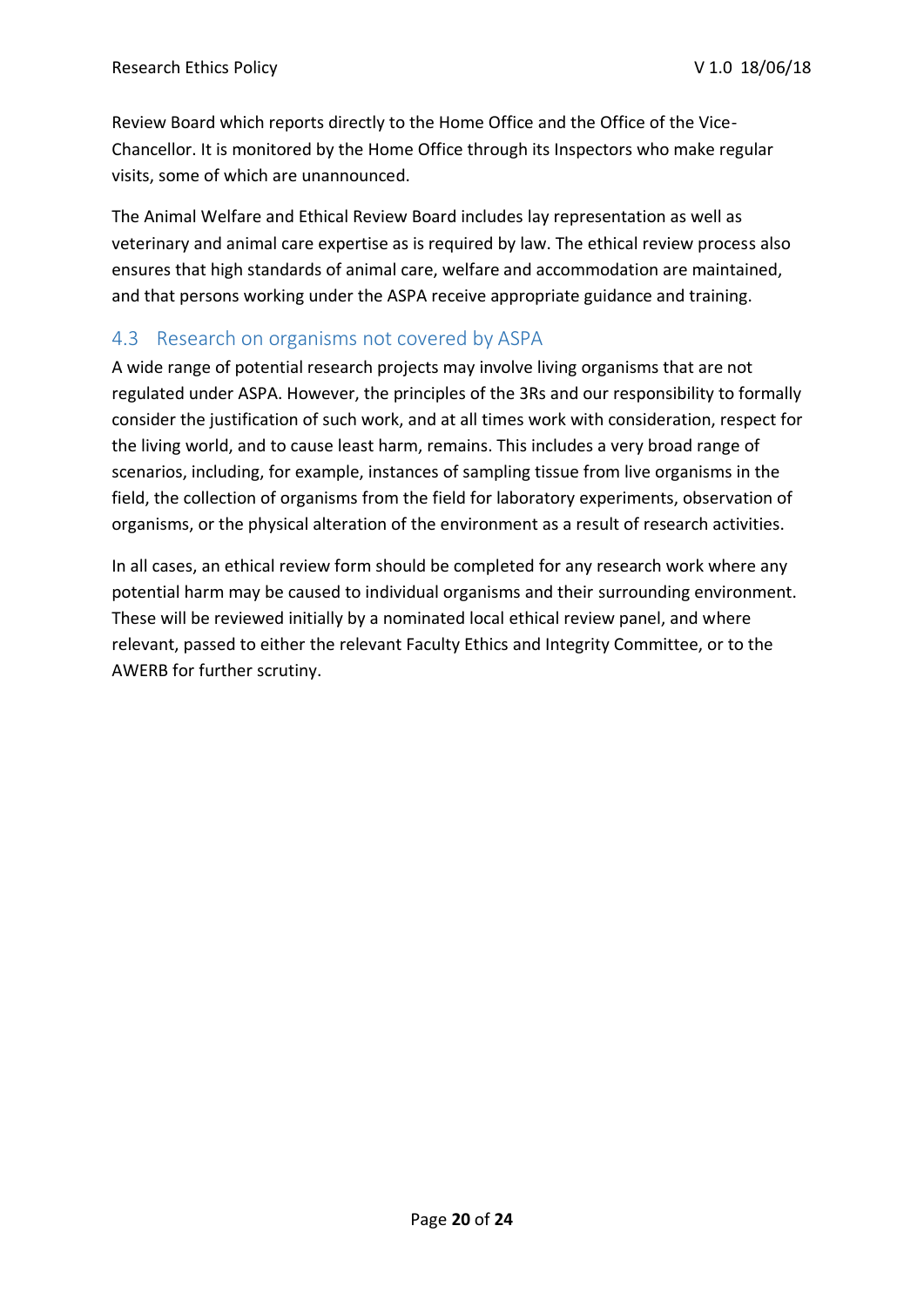Review Board which reports directly to the Home Office and the Office of the Vice-Chancellor. It is monitored by the Home Office through its Inspectors who make regular visits, some of which are unannounced.

The Animal Welfare and Ethical Review Board includes lay representation as well as veterinary and animal care expertise as is required by law. The ethical review process also ensures that high standards of animal care, welfare and accommodation are maintained, and that persons working under the ASPA receive appropriate guidance and training.

## 4.3 Research on organisms not covered by ASPA

A wide range of potential research projects may involve living organisms that are not regulated under ASPA. However, the principles of the 3Rs and our responsibility to formally consider the justification of such work, and at all times work with consideration, respect for the living world, and to cause least harm, remains. This includes a very broad range of scenarios, including, for example, instances of sampling tissue from live organisms in the field, the collection of organisms from the field for laboratory experiments, observation of organisms, or the physical alteration of the environment as a result of research activities.

In all cases, an ethical review form should be completed for any research work where any potential harm may be caused to individual organisms and their surrounding environment. These will be reviewed initially by a nominated local ethical review panel, and where relevant, passed to either the relevant Faculty Ethics and Integrity Committee, or to the AWERB for further scrutiny.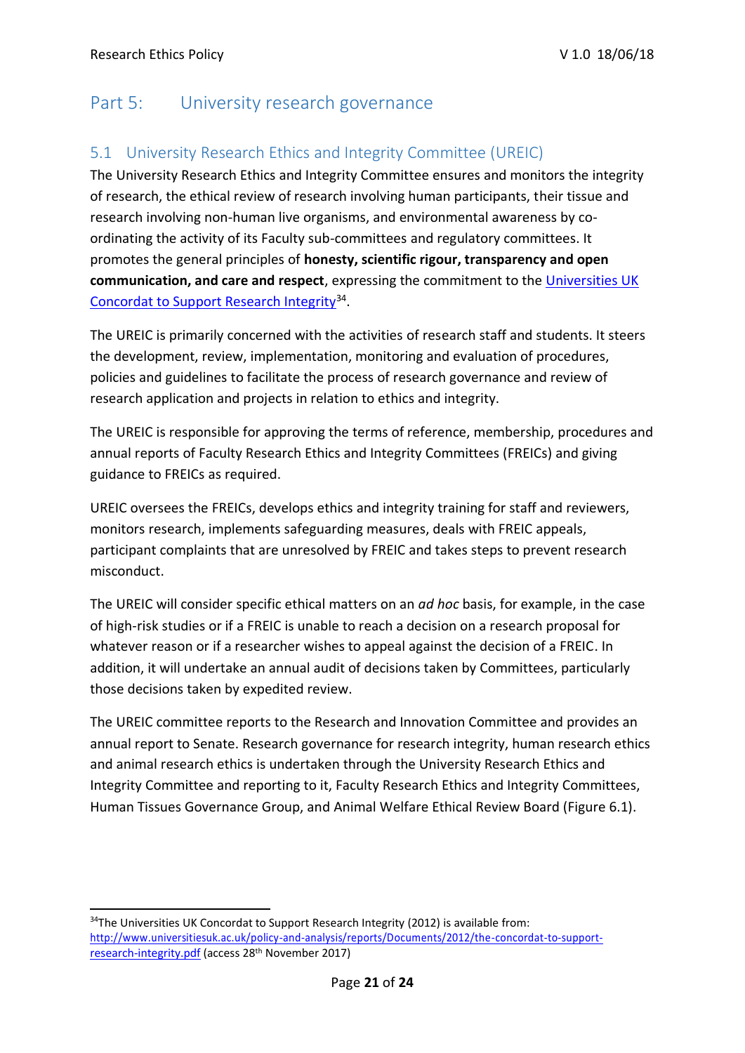# Part 5: University research governance

## 5.1 University Research Ethics and Integrity Committee (UREIC)

The University Research Ethics and Integrity Committee ensures and monitors the integrity of research, the ethical review of research involving human participants, their tissue and research involving non-human live organisms, and environmental awareness by co-ordinating the activity of its Faculty sub-committees and regulatory committees. It promotes the general principles of **honesty, scientific rigour, transparency and open communication, and care and respect**, expressing the commitment to the Universities UK Concordat to Support Research Integrity[34].

The UREIC is primarily concerned with the activities of research staff and students. It steers the development, review, implementation, monitoring and evaluation of procedures, policies and guidelines to facilitate the process of research governance and review of research application and projects in relation to ethics and integrity.

The UREIC is responsible for approving the terms of reference, membership, procedures and annual reports of Faculty Research Ethics and Integrity Committees (FREICs) and giving guidance to FREICs as required.

UREIC oversees the FREICs, develops ethics and integrity training for staff and reviewers, monitors research, implements safeguarding measures, deals with FREIC appeals, participant complaints that are unresolved by FREIC and takes steps to prevent research misconduct.

The UREIC will consider specific ethical matters on an *ad hoc* basis, for example, in the case of high-risk studies or if a FREIC is unable to reach a decision on a research proposal for whatever reason or if a researcher wishes to appeal against the decision of a FREIC. In addition, it will undertake an annual audit of decisions taken by Committees, particularly those decisions taken by expedited review.

The UREIC committee reports to the Research and Innovation Committee and provides an annual report to Senate. Research governance for research integrity, human research ethics and animal research ethics is undertaken through the University Research Ethics and Integrity Committee and reporting to it, Faculty Research Ethics and Integrity Committees, Human Tissues Governance Group, and Animal Welfare Ethical Review Board (Figure 6.1).

---

[34]The Universities UK Concordat to Support Research Integrity (2012) is available from: http://www.universitiesuk.ac.uk/policy-and-analysis/reports/Documents/2012/the-concordat-to-support-research-integrity.pdf (access 28th November 2017)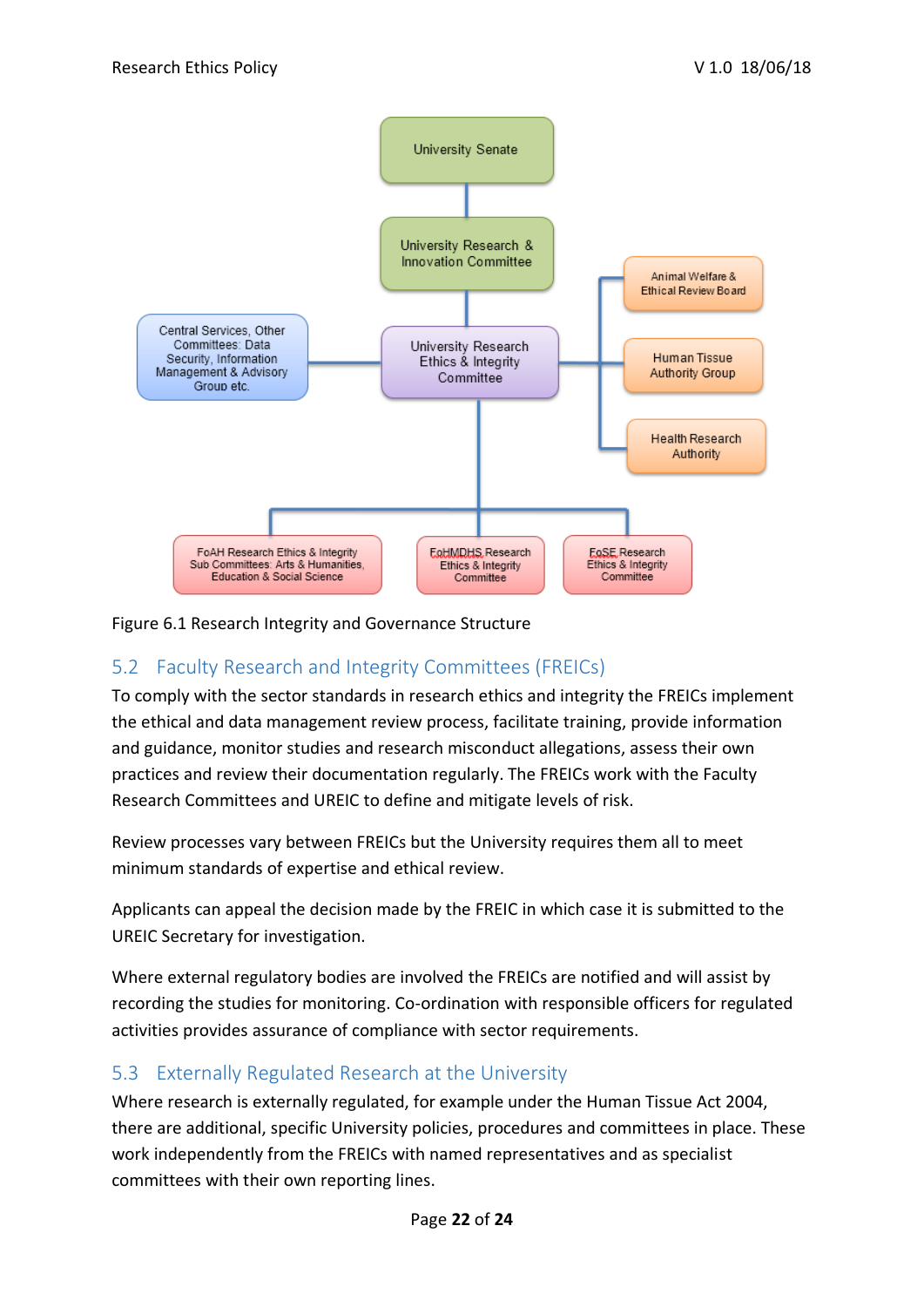Figure 6.1 Research Integrity and Governance Structure

## 5.2 Faculty Research and Integrity Committees (FREICs)

To comply with the sector standards in research ethics and integrity the FREICs implement the ethical and data management review process, facilitate training, provide information and guidance, monitor studies and research misconduct allegations, assess their own practices and review their documentation regularly. The FREICs work with the Faculty Research Committees and UREIC to define and mitigate levels of risk.

Review processes vary between FREICs but the University requires them all to meet minimum standards of expertise and ethical review.

Applicants can appeal the decision made by the FREIC in which case it is submitted to the UREIC Secretary for investigation.

Where external regulatory bodies are involved the FREICs are notified and will assist by recording the studies for monitoring. Co-ordination with responsible officers for regulated activities provides assurance of compliance with sector requirements.

## 5.3 Externally Regulated Research at the University

Where research is externally regulated, for example under the Human Tissue Act 2004, there are additional, specific University policies, procedures and committees in place. These work independently from the FREICs with named representatives and as specialist committees with their own reporting lines.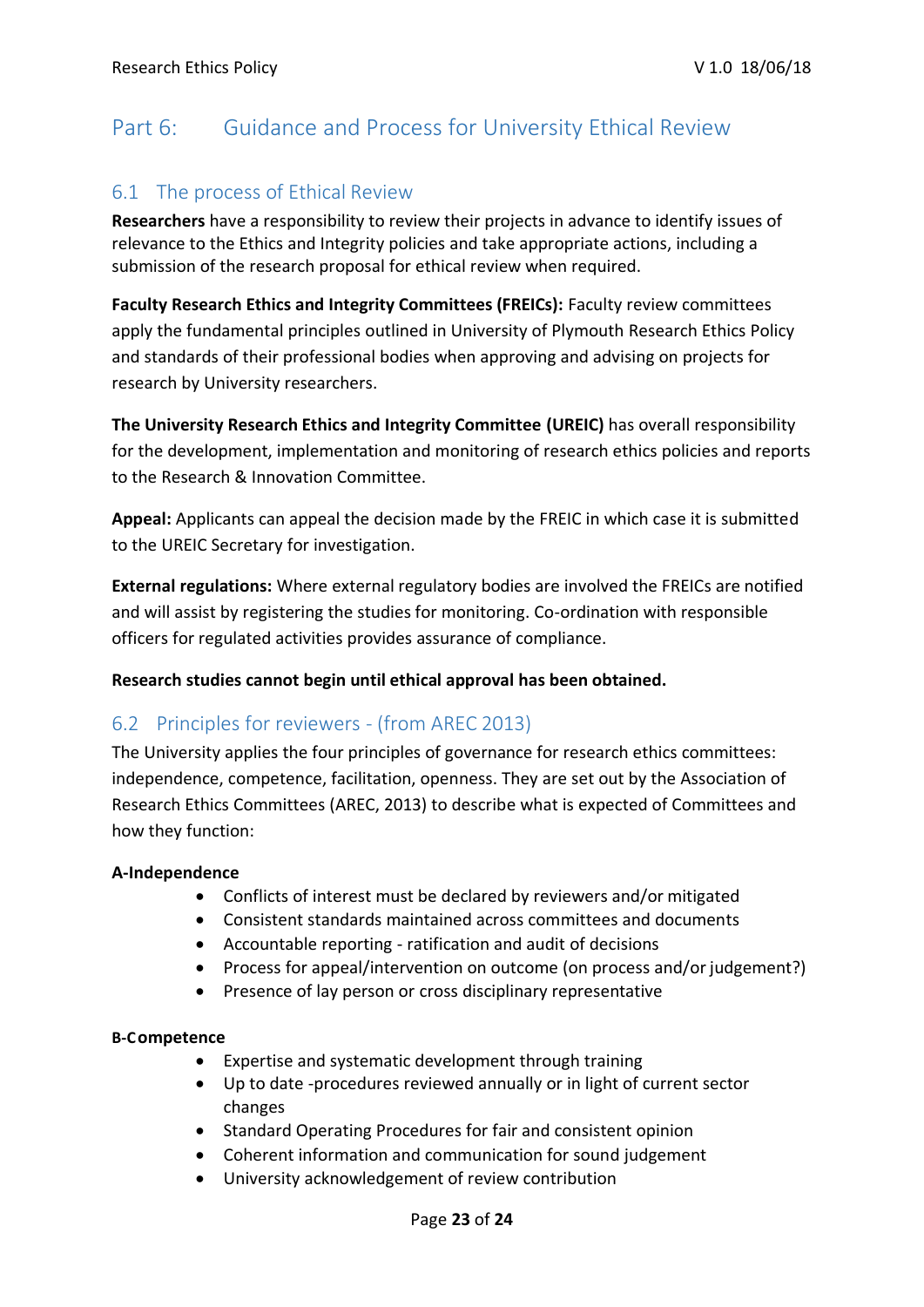# Part 6: Guidance and Process for University Ethical Review

## 6.1 The process of Ethical Review

**Researchers** have a responsibility to review their projects in advance to identify issues of relevance to the Ethics and Integrity policies and take appropriate actions, including a submission of the research proposal for ethical review when required.

**Faculty Research Ethics and Integrity Committees (FREICs):** Faculty review committees apply the fundamental principles outlined in University of Plymouth Research Ethics Policy and standards of their professional bodies when approving and advising on projects for research by University researchers.

**The University Research Ethics and Integrity Committee (UREIC)** has overall responsibility for the development, implementation and monitoring of research ethics policies and reports to the Research & Innovation Committee.

**Appeal:** Applicants can appeal the decision made by the FREIC in which case it is submitted to the UREIC Secretary for investigation.

**External regulations:** Where external regulatory bodies are involved the FREICs are notified and will assist by registering the studies for monitoring. Co-ordination with responsible officers for regulated activities provides assurance of compliance.

**Research studies cannot begin until ethical approval has been obtained.**

## 6.2 Principles for reviewers - (from AREC 2013)

The University applies the four principles of governance for research ethics committees: independence, competence, facilitation, openness. They are set out by the Association of Research Ethics Committees (AREC, 2013) to describe what is expected of Committees and how they function:

**A-Independence**

- Conflicts of interest must be declared by reviewers and/or mitigated
- Consistent standards maintained across committees and documents
- Accountable reporting - ratification and audit of decisions
- Process for appeal/intervention on outcome (on process and/or judgement?)
- Presence of lay person or cross disciplinary representative

**B-Competence**

- Expertise and systematic development through training
- Up to date -procedures reviewed annually or in light of current sector changes
- Standard Operating Procedures for fair and consistent opinion
- Coherent information and communication for sound judgement
- University acknowledgement of review contribution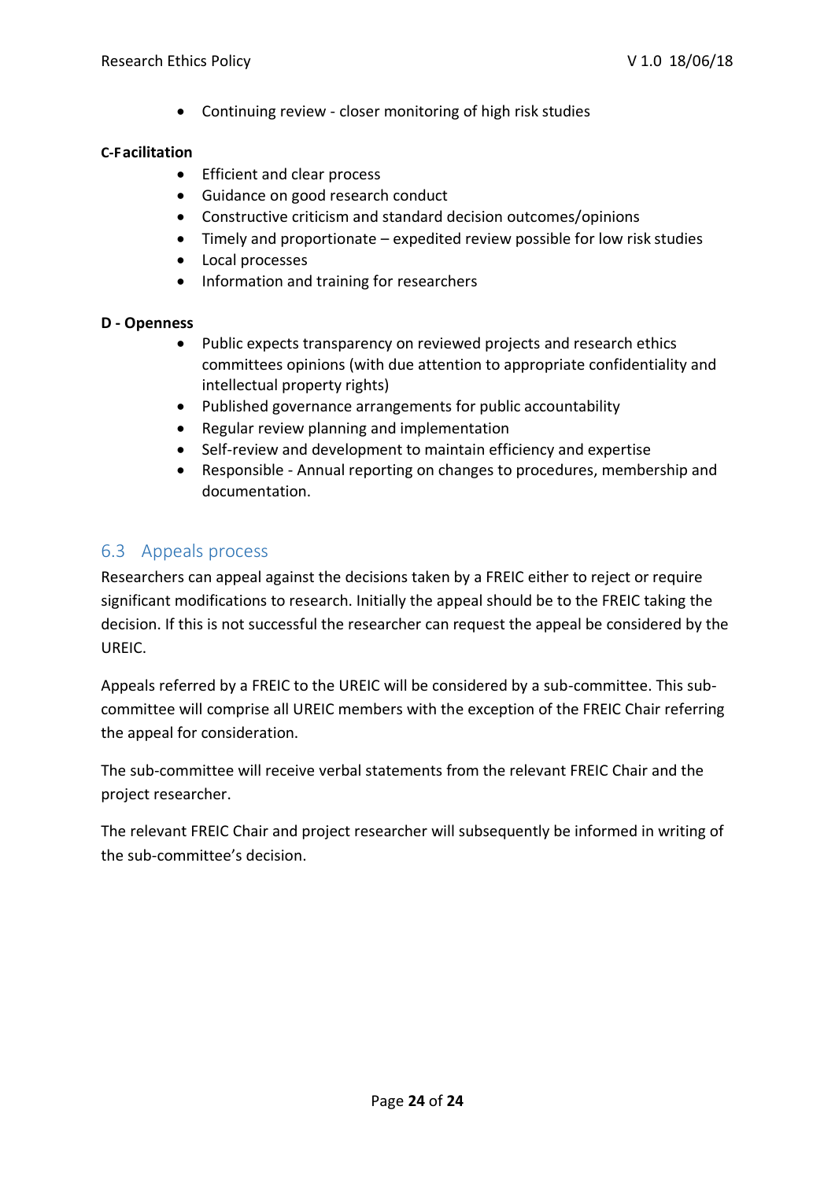- Continuing review - closer monitoring of high risk studies

**C-Facilitation**

- Efficient and clear process
- Guidance on good research conduct
- Constructive criticism and standard decision outcomes/opinions
- Timely and proportionate – expedited review possible for low risk studies
- Local processes
- Information and training for researchers

**D - Openness**

- Public expects transparency on reviewed projects and research ethics committees opinions (with due attention to appropriate confidentiality and intellectual property rights)
- Published governance arrangements for public accountability
- Regular review planning and implementation
- Self-review and development to maintain efficiency and expertise
- Responsible - Annual reporting on changes to procedures, membership and documentation.

## 6.3 Appeals process

Researchers can appeal against the decisions taken by a FREIC either to reject or require significant modifications to research. Initially the appeal should be to the FREIC taking the decision. If this is not successful the researcher can request the appeal be considered by the UREIC.

Appeals referred by a FREIC to the UREIC will be considered by a sub-committee. This sub-committee will comprise all UREIC members with the exception of the FREIC Chair referring the appeal for consideration.

The sub-committee will receive verbal statements from the relevant FREIC Chair and the project researcher.

The relevant FREIC Chair and project researcher will subsequently be informed in writing of the sub-committee's decision.